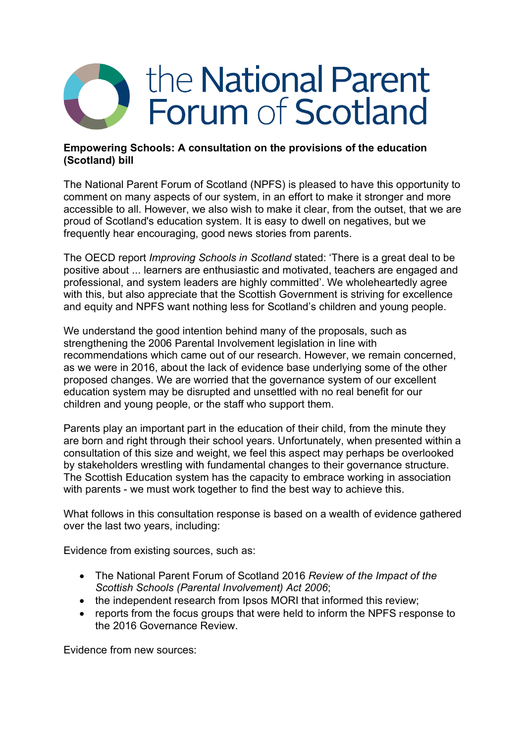# the National Parent Forum of Scotland

**Empowering Schools: A consultation on the provisions of the education (Scotland) bill**

The National Parent Forum of Scotland (NPFS) is pleased to have this opportunity to comment on many aspects of our system, in an effort to make it stronger and more accessible to all. However, we also wish to make it clear, from the outset, that we are proud of Scotland's education system. It is easy to dwell on negatives, but we frequently hear encouraging, good news stories from parents.

The OECD report *Improving Schools in Scotland* stated: 'There is a great deal to be positive about ... learners are enthusiastic and motivated, teachers are engaged and professional, and system leaders are highly committed'. We wholeheartedly agree with this, but also appreciate that the Scottish Government is striving for excellence and equity and NPFS want nothing less for Scotland's children and young people.

We understand the good intention behind many of the proposals, such as strengthening the 2006 Parental Involvement legislation in line with recommendations which came out of our research. However, we remain concerned, as we were in 2016, about the lack of evidence base underlying some of the other proposed changes. We are worried that the governance system of our excellent education system may be disrupted and unsettled with no real benefit for our children and young people, or the staff who support them.

Parents play an important part in the education of their child, from the minute they are born and right through their school years. Unfortunately, when presented within a consultation of this size and weight, we feel this aspect may perhaps be overlooked by stakeholders wrestling with fundamental changes to their governance structure. The Scottish Education system has the capacity to embrace working in association with parents - we must work together to find the best way to achieve this.

What follows in this consultation response is based on a wealth of evidence gathered over the last two years, including:

Evidence from existing sources, such as:

- The National Parent Forum of Scotland 2016 *Review of the Impact of the Scottish Schools (Parental Involvement) Act 2006*;
- the independent research from Ipsos MORI that informed this review;
- reports from the focus groups that were held to inform the NPFS response to the 2016 Governance Review.

Evidence from new sources: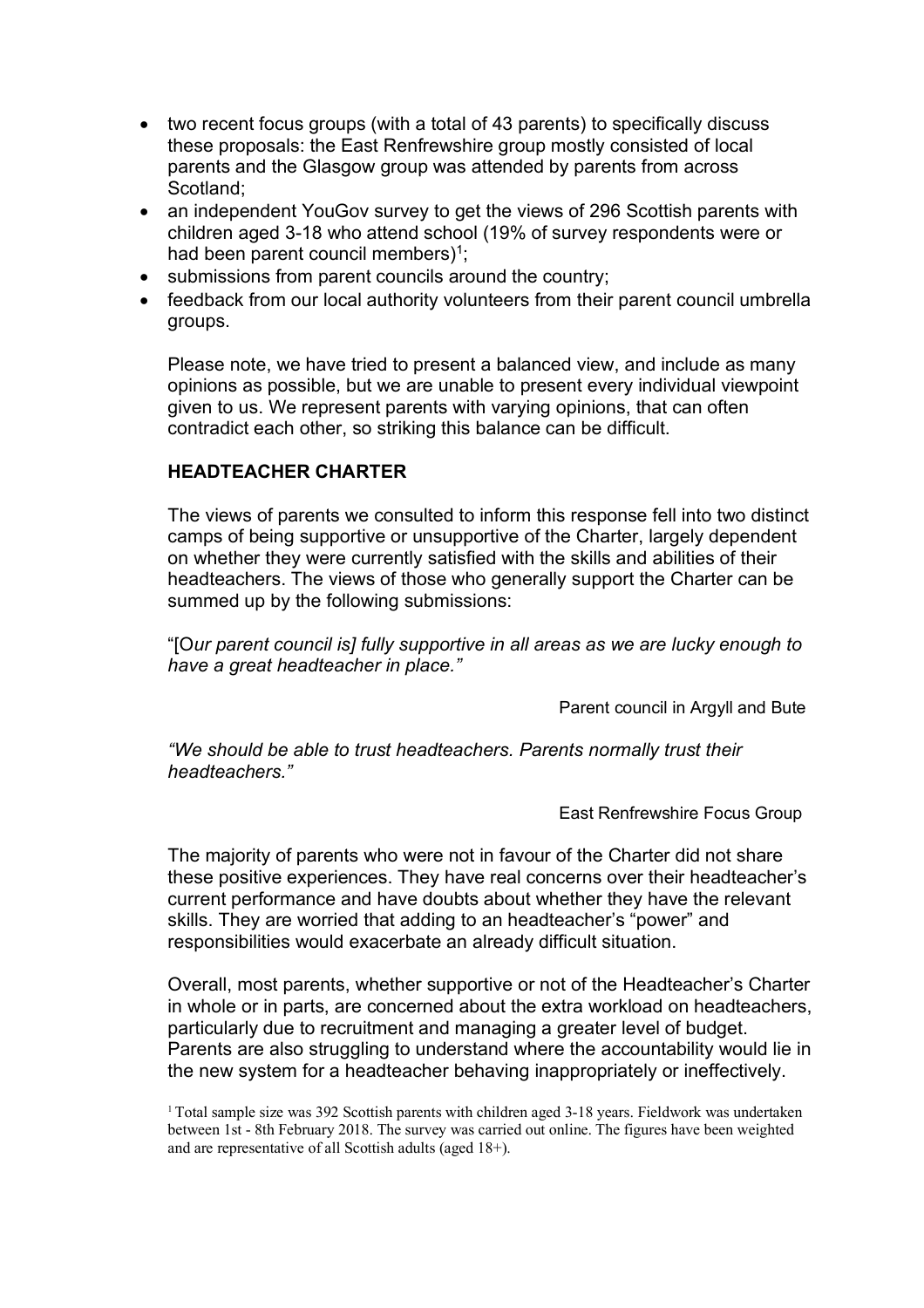- two recent focus groups (with a total of 43 parents) to specifically discuss these proposals: the East Renfrewshire group mostly consisted of local parents and the Glasgow group was attended by parents from across Scotland;
- an independent YouGov survey to get the views of 296 Scottish parents with children aged 3-18 who attend school (19% of survey respondents were or had been parent council members)[1];
- submissions from parent councils around the country;
- feedback from our local authority volunteers from their parent council umbrella groups.

Please note, we have tried to present a balanced view, and include as many opinions as possible, but we are unable to present every individual viewpoint given to us. We represent parents with varying opinions, that can often contradict each other, so striking this balance can be difficult.

## HEADTEACHER CHARTER

The views of parents we consulted to inform this response fell into two distinct camps of being supportive or unsupportive of the Charter, largely dependent on whether they were currently satisfied with the skills and abilities of their headteachers. The views of those who generally support the Charter can be summed up by the following submissions:

"[O*ur parent council is] fully supportive in all areas as we are lucky enough to have a great headteacher in place."*

Parent council in Argyll and Bute

*"We should be able to trust headteachers. Parents normally trust their headteachers."*

East Renfrewshire Focus Group

The majority of parents who were not in favour of the Charter did not share these positive experiences. They have real concerns over their headteacher's current performance and have doubts about whether they have the relevant skills. They are worried that adding to an headteacher's "power" and responsibilities would exacerbate an already difficult situation.

Overall, most parents, whether supportive or not of the Headteacher's Charter in whole or in parts, are concerned about the extra workload on headteachers, particularly due to recruitment and managing a greater level of budget. Parents are also struggling to understand where the accountability would lie in the new system for a headteacher behaving inappropriately or ineffectively.

[1] Total sample size was 392 Scottish parents with children aged 3-18 years. Fieldwork was undertaken between 1st - 8th February 2018. The survey was carried out online. The figures have been weighted and are representative of all Scottish adults (aged 18+).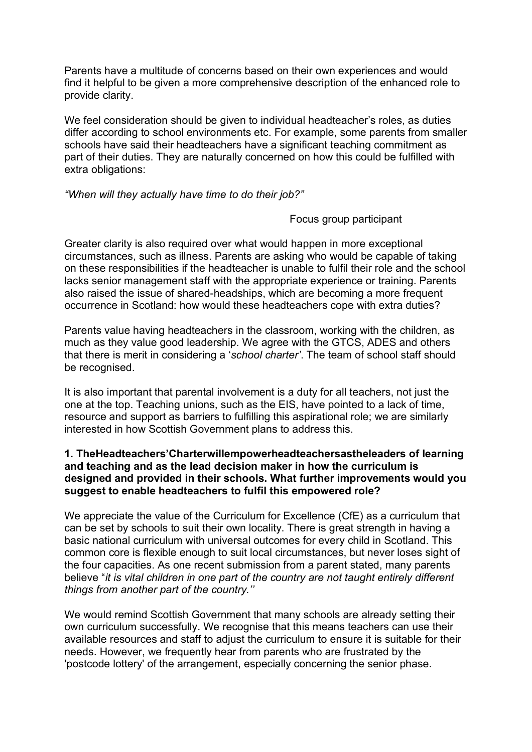Parents have a multitude of concerns based on their own experiences and would find it helpful to be given a more comprehensive description of the enhanced role to provide clarity.

We feel consideration should be given to individual headteacher's roles, as duties differ according to school environments etc. For example, some parents from smaller schools have said their headteachers have a significant teaching commitment as part of their duties. They are naturally concerned on how this could be fulfilled with extra obligations:

*"When will they actually have time to do their job?"*

Focus group participant

Greater clarity is also required over what would happen in more exceptional circumstances, such as illness. Parents are asking who would be capable of taking on these responsibilities if the headteacher is unable to fulfil their role and the school lacks senior management staff with the appropriate experience or training. Parents also raised the issue of shared-headships, which are becoming a more frequent occurrence in Scotland: how would these headteachers cope with extra duties?

Parents value having headteachers in the classroom, working with the children, as much as they value good leadership. We agree with the GTCS, ADES and others that there is merit in considering a '*school charter*'. The team of school staff should be recognised.

It is also important that parental involvement is a duty for all teachers, not just the one at the top. Teaching unions, such as the EIS, have pointed to a lack of time, resource and support as barriers to fulfilling this aspirational role; we are similarly interested in how Scottish Government plans to address this.

**1. TheHeadteachers'Charterwillempowerheadteachersastheleaders of learning and teaching and as the lead decision maker in how the curriculum is designed and provided in their schools. What further improvements would you suggest to enable headteachers to fulfil this empowered role?**

We appreciate the value of the Curriculum for Excellence (CfE) as a curriculum that can be set by schools to suit their own locality. There is great strength in having a basic national curriculum with universal outcomes for every child in Scotland. This common core is flexible enough to suit local circumstances, but never loses sight of the four capacities. As one recent submission from a parent stated, many parents believe "*it is vital children in one part of the country are not taught entirely different things from another part of the country.''*

We would remind Scottish Government that many schools are already setting their own curriculum successfully. We recognise that this means teachers can use their available resources and staff to adjust the curriculum to ensure it is suitable for their needs. However, we frequently hear from parents who are frustrated by the 'postcode lottery' of the arrangement, especially concerning the senior phase.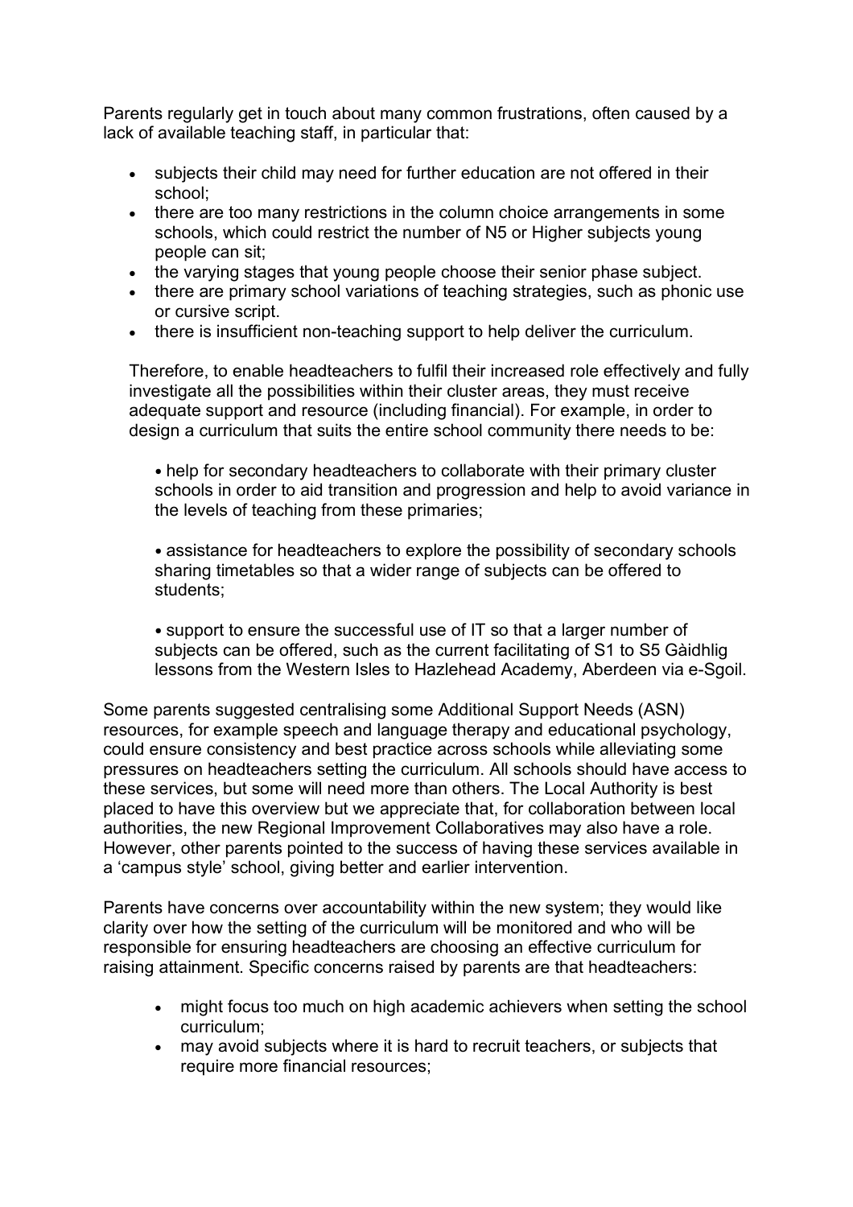Parents regularly get in touch about many common frustrations, often caused by a lack of available teaching staff, in particular that:

- subjects their child may need for further education are not offered in their school;
- there are too many restrictions in the column choice arrangements in some schools, which could restrict the number of N5 or Higher subjects young people can sit;
- the varying stages that young people choose their senior phase subject.
- there are primary school variations of teaching strategies, such as phonic use or cursive script.
- there is insufficient non-teaching support to help deliver the curriculum.

Therefore, to enable headteachers to fulfil their increased role effectively and fully investigate all the possibilities within their cluster areas, they must receive adequate support and resource (including financial). For example, in order to design a curriculum that suits the entire school community there needs to be:

- help for secondary headteachers to collaborate with their primary cluster schools in order to aid transition and progression and help to avoid variance in the levels of teaching from these primaries;

- assistance for headteachers to explore the possibility of secondary schools sharing timetables so that a wider range of subjects can be offered to students;

- support to ensure the successful use of IT so that a larger number of subjects can be offered, such as the current facilitating of S1 to S5 Gàidhlig lessons from the Western Isles to Hazlehead Academy, Aberdeen via e-Sgoil.

Some parents suggested centralising some Additional Support Needs (ASN) resources, for example speech and language therapy and educational psychology, could ensure consistency and best practice across schools while alleviating some pressures on headteachers setting the curriculum. All schools should have access to these services, but some will need more than others. The Local Authority is best placed to have this overview but we appreciate that, for collaboration between local authorities, the new Regional Improvement Collaboratives may also have a role. However, other parents pointed to the success of having these services available in a 'campus style' school, giving better and earlier intervention.

Parents have concerns over accountability within the new system; they would like clarity over how the setting of the curriculum will be monitored and who will be responsible for ensuring headteachers are choosing an effective curriculum for raising attainment. Specific concerns raised by parents are that headteachers:

- might focus too much on high academic achievers when setting the school curriculum;
- may avoid subjects where it is hard to recruit teachers, or subjects that require more financial resources;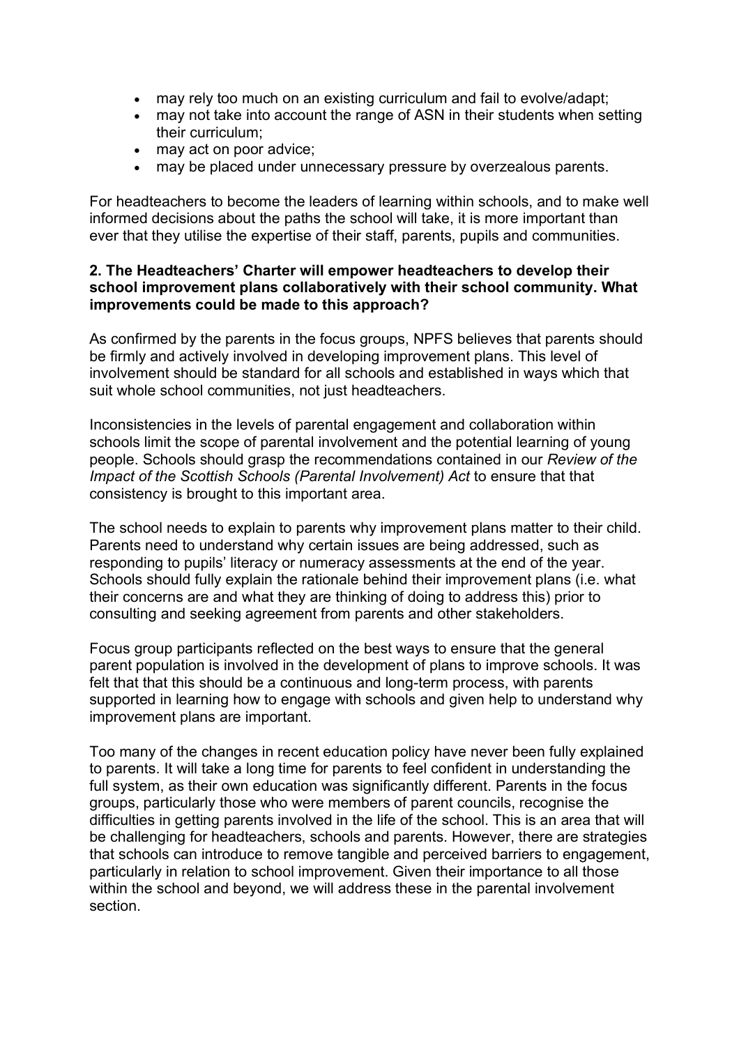- may rely too much on an existing curriculum and fail to evolve/adapt;
- may not take into account the range of ASN in their students when setting their curriculum;
- may act on poor advice;
- may be placed under unnecessary pressure by overzealous parents.

For headteachers to become the leaders of learning within schools, and to make well informed decisions about the paths the school will take, it is more important than ever that they utilise the expertise of their staff, parents, pupils and communities.

**2. The Headteachers' Charter will empower headteachers to develop their school improvement plans collaboratively with their school community. What improvements could be made to this approach?**

As confirmed by the parents in the focus groups, NPFS believes that parents should be firmly and actively involved in developing improvement plans. This level of involvement should be standard for all schools and established in ways which that suit whole school communities, not just headteachers.

Inconsistencies in the levels of parental engagement and collaboration within schools limit the scope of parental involvement and the potential learning of young people. Schools should grasp the recommendations contained in our *Review of the Impact of the Scottish Schools (Parental Involvement) Act* to ensure that that consistency is brought to this important area.

The school needs to explain to parents why improvement plans matter to their child. Parents need to understand why certain issues are being addressed, such as responding to pupils' literacy or numeracy assessments at the end of the year. Schools should fully explain the rationale behind their improvement plans (i.e. what their concerns are and what they are thinking of doing to address this) prior to consulting and seeking agreement from parents and other stakeholders.

Focus group participants reflected on the best ways to ensure that the general parent population is involved in the development of plans to improve schools. It was felt that that this should be a continuous and long-term process, with parents supported in learning how to engage with schools and given help to understand why improvement plans are important.

Too many of the changes in recent education policy have never been fully explained to parents. It will take a long time for parents to feel confident in understanding the full system, as their own education was significantly different. Parents in the focus groups, particularly those who were members of parent councils, recognise the difficulties in getting parents involved in the life of the school. This is an area that will be challenging for headteachers, schools and parents. However, there are strategies that schools can introduce to remove tangible and perceived barriers to engagement, particularly in relation to school improvement. Given their importance to all those within the school and beyond, we will address these in the parental involvement section.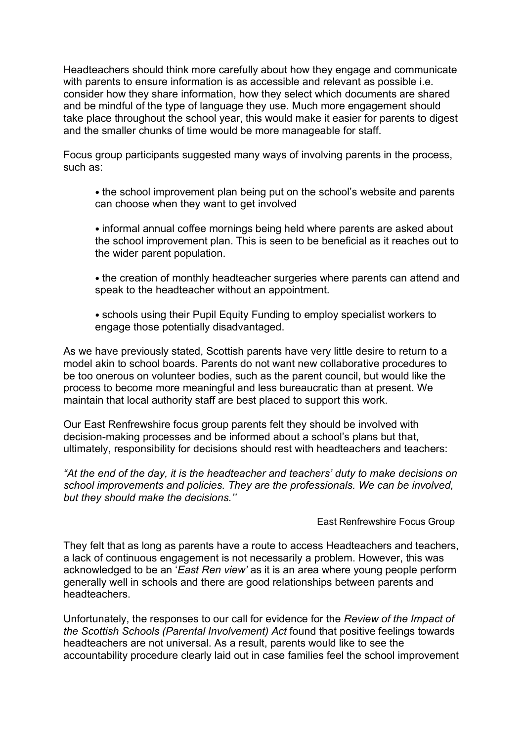Headteachers should think more carefully about how they engage and communicate with parents to ensure information is as accessible and relevant as possible i.e. consider how they share information, how they select which documents are shared and be mindful of the type of language they use. Much more engagement should take place throughout the school year, this would make it easier for parents to digest and the smaller chunks of time would be more manageable for staff.

Focus group participants suggested many ways of involving parents in the process, such as:

- the school improvement plan being put on the school's website and parents can choose when they want to get involved

- informal annual coffee mornings being held where parents are asked about the school improvement plan. This is seen to be beneficial as it reaches out to the wider parent population.

- the creation of monthly headteacher surgeries where parents can attend and speak to the headteacher without an appointment.

- schools using their Pupil Equity Funding to employ specialist workers to engage those potentially disadvantaged.

As we have previously stated, Scottish parents have very little desire to return to a model akin to school boards. Parents do not want new collaborative procedures to be too onerous on volunteer bodies, such as the parent council, but would like the process to become more meaningful and less bureaucratic than at present. We maintain that local authority staff are best placed to support this work.

Our East Renfrewshire focus group parents felt they should be involved with decision-making processes and be informed about a school's plans but that, ultimately, responsibility for decisions should rest with headteachers and teachers:

*"At the end of the day, it is the headteacher and teachers' duty to make decisions on school improvements and policies. They are the professionals. We can be involved, but they should make the decisions.''*

East Renfrewshire Focus Group

They felt that as long as parents have a route to access Headteachers and teachers, a lack of continuous engagement is not necessarily a problem. However, this was acknowledged to be an '*East Ren view'* as it is an area where young people perform generally well in schools and there are good relationships between parents and headteachers.

Unfortunately, the responses to our call for evidence for the *Review of the Impact of the Scottish Schools (Parental Involvement) Act* found that positive feelings towards headteachers are not universal. As a result, parents would like to see the accountability procedure clearly laid out in case families feel the school improvement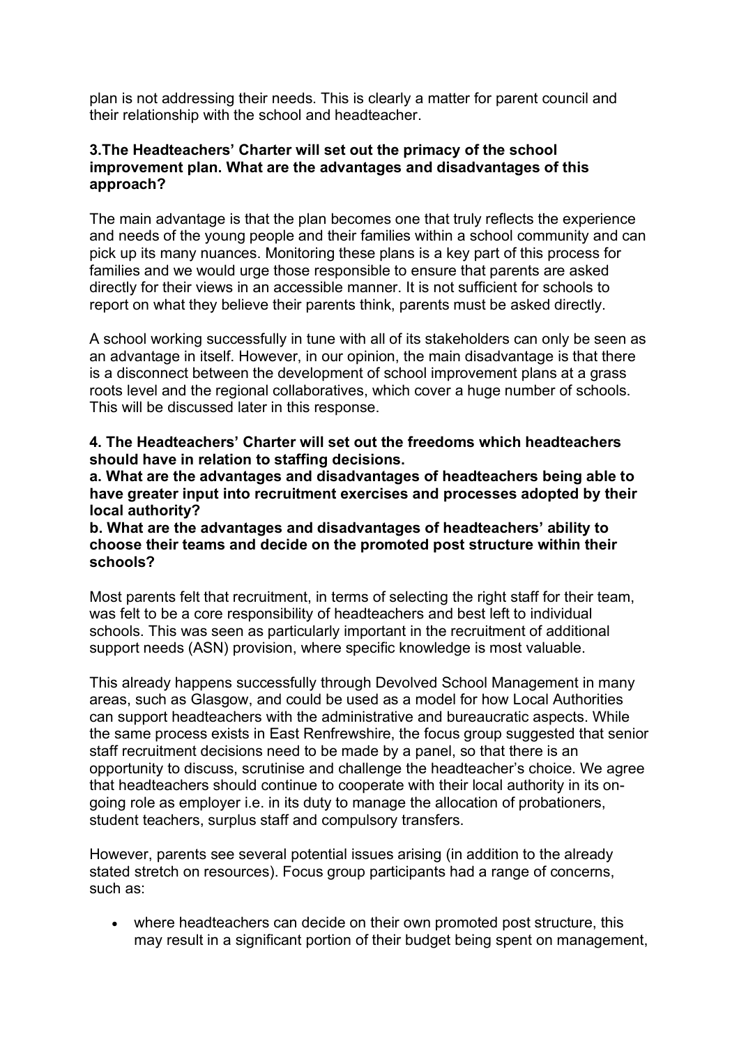plan is not addressing their needs. This is clearly a matter for parent council and their relationship with the school and headteacher.

**3.The Headteachers' Charter will set out the primacy of the school improvement plan. What are the advantages and disadvantages of this approach?**

The main advantage is that the plan becomes one that truly reflects the experience and needs of the young people and their families within a school community and can pick up its many nuances. Monitoring these plans is a key part of this process for families and we would urge those responsible to ensure that parents are asked directly for their views in an accessible manner. It is not sufficient for schools to report on what they believe their parents think, parents must be asked directly.

A school working successfully in tune with all of its stakeholders can only be seen as an advantage in itself. However, in our opinion, the main disadvantage is that there is a disconnect between the development of school improvement plans at a grass roots level and the regional collaboratives, which cover a huge number of schools. This will be discussed later in this response.

**4. The Headteachers' Charter will set out the freedoms which headteachers should have in relation to staffing decisions.**
**a. What are the advantages and disadvantages of headteachers being able to have greater input into recruitment exercises and processes adopted by their local authority?**
**b. What are the advantages and disadvantages of headteachers' ability to choose their teams and decide on the promoted post structure within their schools?**

Most parents felt that recruitment, in terms of selecting the right staff for their team, was felt to be a core responsibility of headteachers and best left to individual schools. This was seen as particularly important in the recruitment of additional support needs (ASN) provision, where specific knowledge is most valuable.

This already happens successfully through Devolved School Management in many areas, such as Glasgow, and could be used as a model for how Local Authorities can support headteachers with the administrative and bureaucratic aspects. While the same process exists in East Renfrewshire, the focus group suggested that senior staff recruitment decisions need to be made by a panel, so that there is an opportunity to discuss, scrutinise and challenge the headteacher's choice. We agree that headteachers should continue to cooperate with their local authority in its on-going role as employer i.e. in its duty to manage the allocation of probationers, student teachers, surplus staff and compulsory transfers.

However, parents see several potential issues arising (in addition to the already stated stretch on resources). Focus group participants had a range of concerns, such as:

- where headteachers can decide on their own promoted post structure, this may result in a significant portion of their budget being spent on management,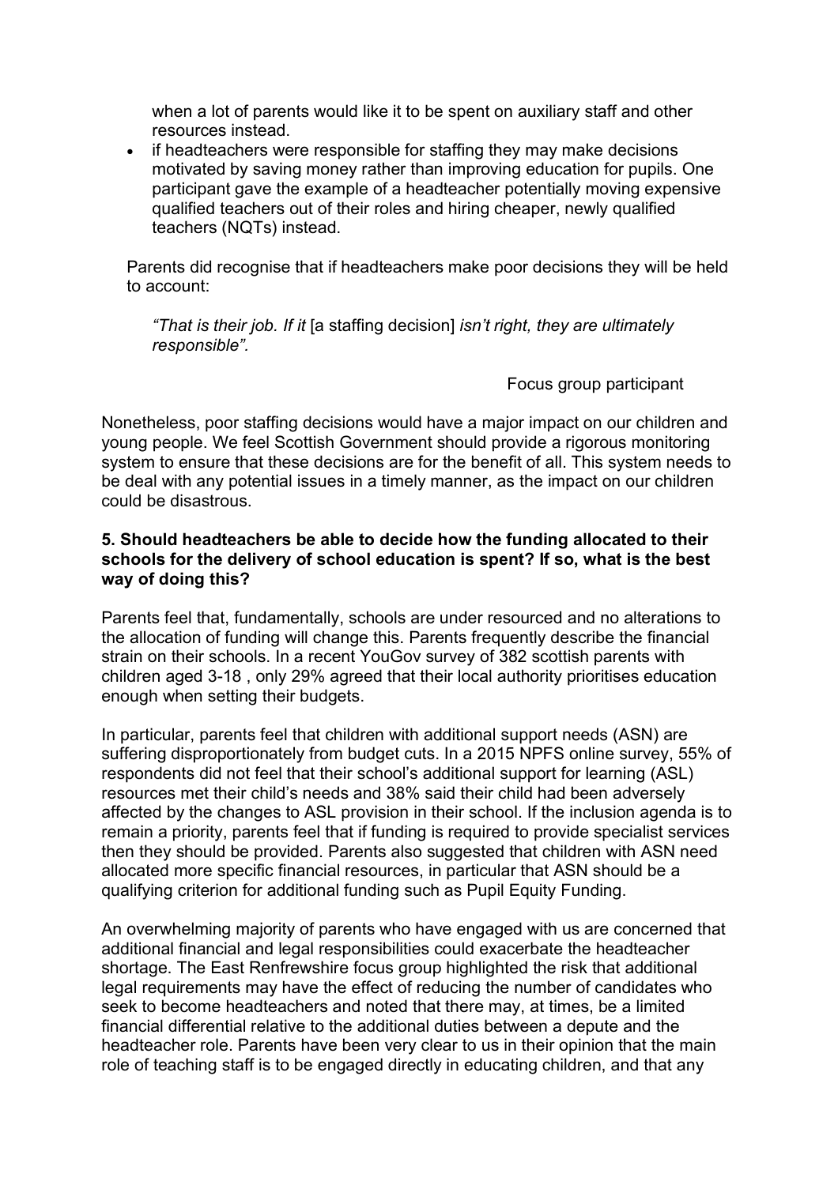when a lot of parents would like it to be spent on auxiliary staff and other resources instead.

- if headteachers were responsible for staffing they may make decisions motivated by saving money rather than improving education for pupils. One participant gave the example of a headteacher potentially moving expensive qualified teachers out of their roles and hiring cheaper, newly qualified teachers (NQTs) instead.

Parents did recognise that if headteachers make poor decisions they will be held to account:

> *"That is their job. If it* [a staffing decision] *isn't right, they are ultimately responsible".*
>
> Focus group participant

Nonetheless, poor staffing decisions would have a major impact on our children and young people. We feel Scottish Government should provide a rigorous monitoring system to ensure that these decisions are for the benefit of all. This system needs to be deal with any potential issues in a timely manner, as the impact on our children could be disastrous.

**5. Should headteachers be able to decide how the funding allocated to their schools for the delivery of school education is spent? If so, what is the best way of doing this?**

Parents feel that, fundamentally, schools are under resourced and no alterations to the allocation of funding will change this. Parents frequently describe the financial strain on their schools. In a recent YouGov survey of 382 scottish parents with children aged 3-18 , only 29% agreed that their local authority prioritises education enough when setting their budgets.

In particular, parents feel that children with additional support needs (ASN) are suffering disproportionately from budget cuts. In a 2015 NPFS online survey, 55% of respondents did not feel that their school's additional support for learning (ASL) resources met their child's needs and 38% said their child had been adversely affected by the changes to ASL provision in their school. If the inclusion agenda is to remain a priority, parents feel that if funding is required to provide specialist services then they should be provided. Parents also suggested that children with ASN need allocated more specific financial resources, in particular that ASN should be a qualifying criterion for additional funding such as Pupil Equity Funding.

An overwhelming majority of parents who have engaged with us are concerned that additional financial and legal responsibilities could exacerbate the headteacher shortage. The East Renfrewshire focus group highlighted the risk that additional legal requirements may have the effect of reducing the number of candidates who seek to become headteachers and noted that there may, at times, be a limited financial differential relative to the additional duties between a depute and the headteacher role. Parents have been very clear to us in their opinion that the main role of teaching staff is to be engaged directly in educating children, and that any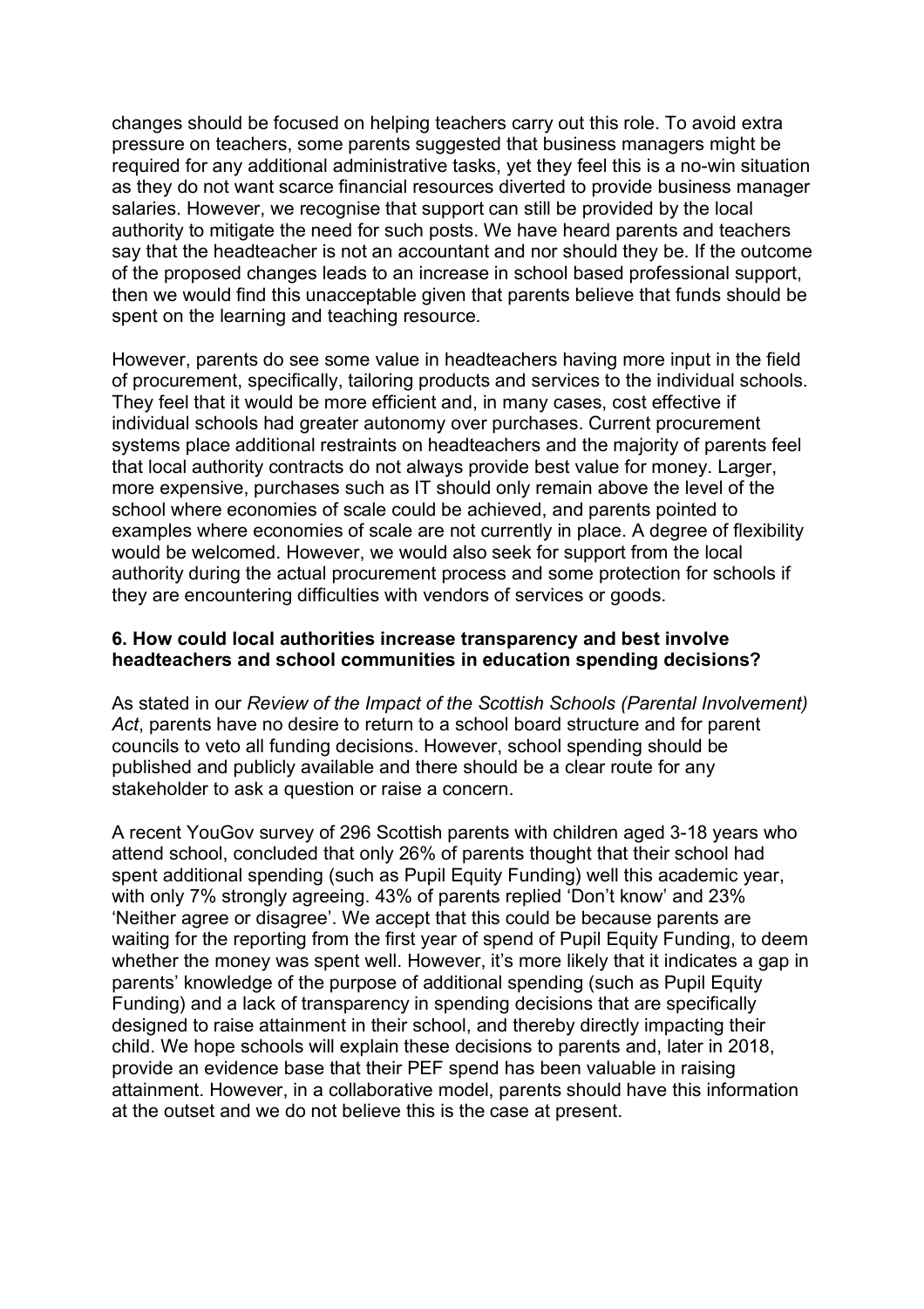changes should be focused on helping teachers carry out this role. To avoid extra pressure on teachers, some parents suggested that business managers might be required for any additional administrative tasks, yet they feel this is a no-win situation as they do not want scarce financial resources diverted to provide business manager salaries. However, we recognise that support can still be provided by the local authority to mitigate the need for such posts. We have heard parents and teachers say that the headteacher is not an accountant and nor should they be. If the outcome of the proposed changes leads to an increase in school based professional support, then we would find this unacceptable given that parents believe that funds should be spent on the learning and teaching resource.

However, parents do see some value in headteachers having more input in the field of procurement, specifically, tailoring products and services to the individual schools. They feel that it would be more efficient and, in many cases, cost effective if individual schools had greater autonomy over purchases. Current procurement systems place additional restraints on headteachers and the majority of parents feel that local authority contracts do not always provide best value for money. Larger, more expensive, purchases such as IT should only remain above the level of the school where economies of scale could be achieved, and parents pointed to examples where economies of scale are not currently in place. A degree of flexibility would be welcomed. However, we would also seek for support from the local authority during the actual procurement process and some protection for schools if they are encountering difficulties with vendors of services or goods.

**6. How could local authorities increase transparency and best involve headteachers and school communities in education spending decisions?**

As stated in our *Review of the Impact of the Scottish Schools (Parental Involvement) Act*, parents have no desire to return to a school board structure and for parent councils to veto all funding decisions. However, school spending should be published and publicly available and there should be a clear route for any stakeholder to ask a question or raise a concern.

A recent YouGov survey of 296 Scottish parents with children aged 3-18 years who attend school, concluded that only 26% of parents thought that their school had spent additional spending (such as Pupil Equity Funding) well this academic year, with only 7% strongly agreeing. 43% of parents replied 'Don't know' and 23% 'Neither agree or disagree'. We accept that this could be because parents are waiting for the reporting from the first year of spend of Pupil Equity Funding, to deem whether the money was spent well. However, it's more likely that it indicates a gap in parents' knowledge of the purpose of additional spending (such as Pupil Equity Funding) and a lack of transparency in spending decisions that are specifically designed to raise attainment in their school, and thereby directly impacting their child. We hope schools will explain these decisions to parents and, later in 2018, provide an evidence base that their PEF spend has been valuable in raising attainment. However, in a collaborative model, parents should have this information at the outset and we do not believe this is the case at present.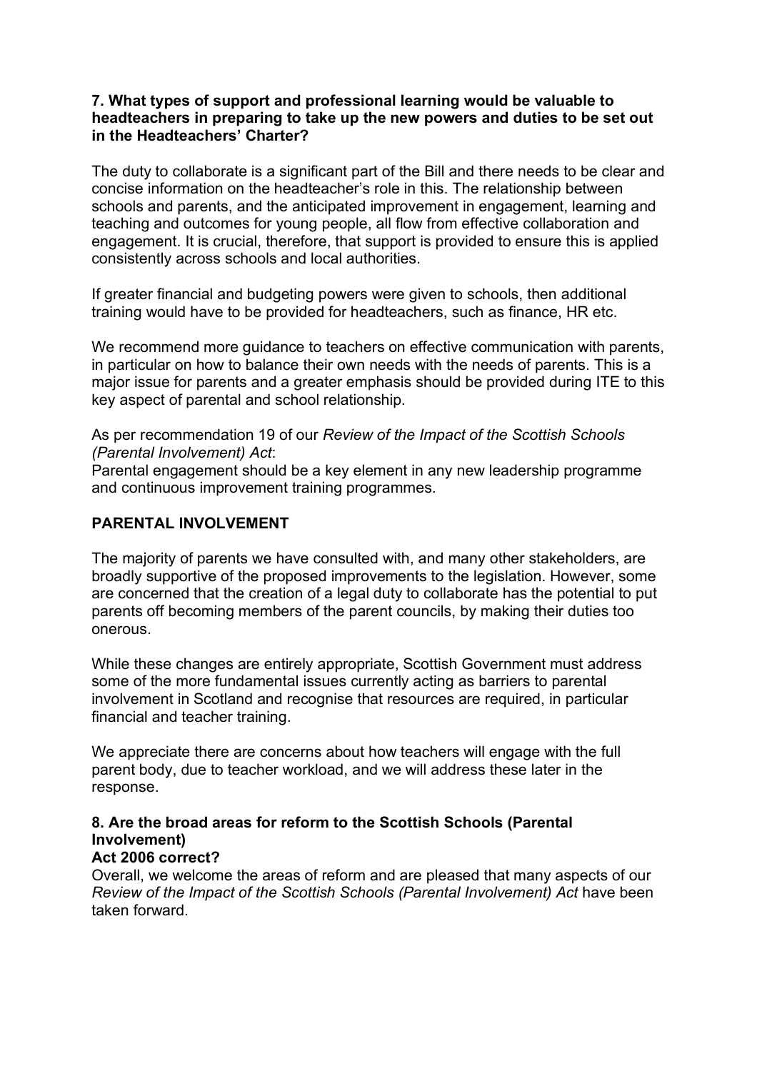**7. What types of support and professional learning would be valuable to headteachers in preparing to take up the new powers and duties to be set out in the Headteachers' Charter?**

The duty to collaborate is a significant part of the Bill and there needs to be clear and concise information on the headteacher's role in this. The relationship between schools and parents, and the anticipated improvement in engagement, learning and teaching and outcomes for young people, all flow from effective collaboration and engagement. It is crucial, therefore, that support is provided to ensure this is applied consistently across schools and local authorities.

If greater financial and budgeting powers were given to schools, then additional training would have to be provided for headteachers, such as finance, HR etc.

We recommend more guidance to teachers on effective communication with parents, in particular on how to balance their own needs with the needs of parents. This is a major issue for parents and a greater emphasis should be provided during ITE to this key aspect of parental and school relationship.

As per recommendation 19 of our *Review of the Impact of the Scottish Schools (Parental Involvement) Act*:
Parental engagement should be a key element in any new leadership programme and continuous improvement training programmes.

## PARENTAL INVOLVEMENT

The majority of parents we have consulted with, and many other stakeholders, are broadly supportive of the proposed improvements to the legislation. However, some are concerned that the creation of a legal duty to collaborate has the potential to put parents off becoming members of the parent councils, by making their duties too onerous.

While these changes are entirely appropriate, Scottish Government must address some of the more fundamental issues currently acting as barriers to parental involvement in Scotland and recognise that resources are required, in particular financial and teacher training.

We appreciate there are concerns about how teachers will engage with the full parent body, due to teacher workload, and we will address these later in the response.

**8. Are the broad areas for reform to the Scottish Schools (Parental Involvement) Act 2006 correct?**

Overall, we welcome the areas of reform and are pleased that many aspects of our *Review of the Impact of the Scottish Schools (Parental Involvement) Act* have been taken forward.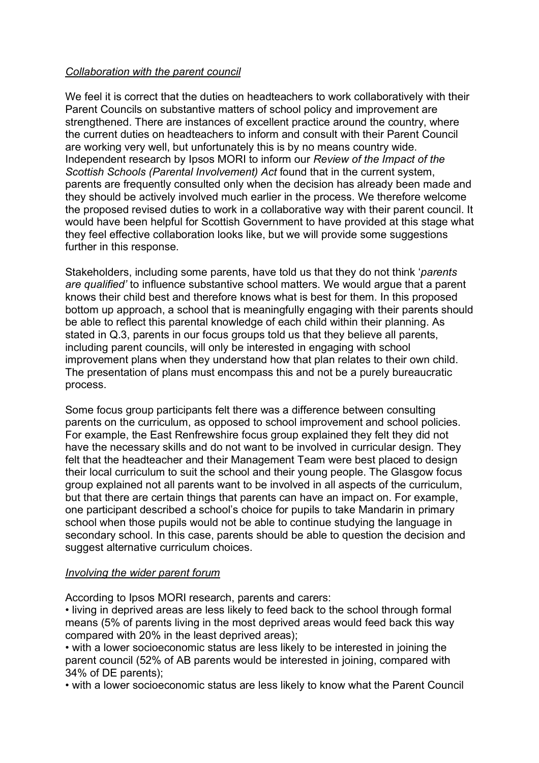*Collaboration with the parent council*

We feel it is correct that the duties on headteachers to work collaboratively with their Parent Councils on substantive matters of school policy and improvement are strengthened. There are instances of excellent practice around the country, where the current duties on headteachers to inform and consult with their Parent Council are working very well, but unfortunately this is by no means country wide. Independent research by Ipsos MORI to inform our *Review of the Impact of the Scottish Schools (Parental Involvement) Act* found that in the current system, parents are frequently consulted only when the decision has already been made and they should be actively involved much earlier in the process. We therefore welcome the proposed revised duties to work in a collaborative way with their parent council. It would have been helpful for Scottish Government to have provided at this stage what they feel effective collaboration looks like, but we will provide some suggestions further in this response.

Stakeholders, including some parents, have told us that they do not think '*parents are qualified'* to influence substantive school matters. We would argue that a parent knows their child best and therefore knows what is best for them. In this proposed bottom up approach, a school that is meaningfully engaging with their parents should be able to reflect this parental knowledge of each child within their planning. As stated in Q.3, parents in our focus groups told us that they believe all parents, including parent councils, will only be interested in engaging with school improvement plans when they understand how that plan relates to their own child. The presentation of plans must encompass this and not be a purely bureaucratic process.

Some focus group participants felt there was a difference between consulting parents on the curriculum, as opposed to school improvement and school policies. For example, the East Renfrewshire focus group explained they felt they did not have the necessary skills and do not want to be involved in curricular design. They felt that the headteacher and their Management Team were best placed to design their local curriculum to suit the school and their young people. The Glasgow focus group explained not all parents want to be involved in all aspects of the curriculum, but that there are certain things that parents can have an impact on. For example, one participant described a school's choice for pupils to take Mandarin in primary school when those pupils would not be able to continue studying the language in secondary school. In this case, parents should be able to question the decision and suggest alternative curriculum choices.

*Involving the wider parent forum*

According to Ipsos MORI research, parents and carers:

- living in deprived areas are less likely to feed back to the school through formal means (5% of parents living in the most deprived areas would feed back this way compared with 20% in the least deprived areas);
- with a lower socioeconomic status are less likely to be interested in joining the parent council (52% of AB parents would be interested in joining, compared with 34% of DE parents);
- with a lower socioeconomic status are less likely to know what the Parent Council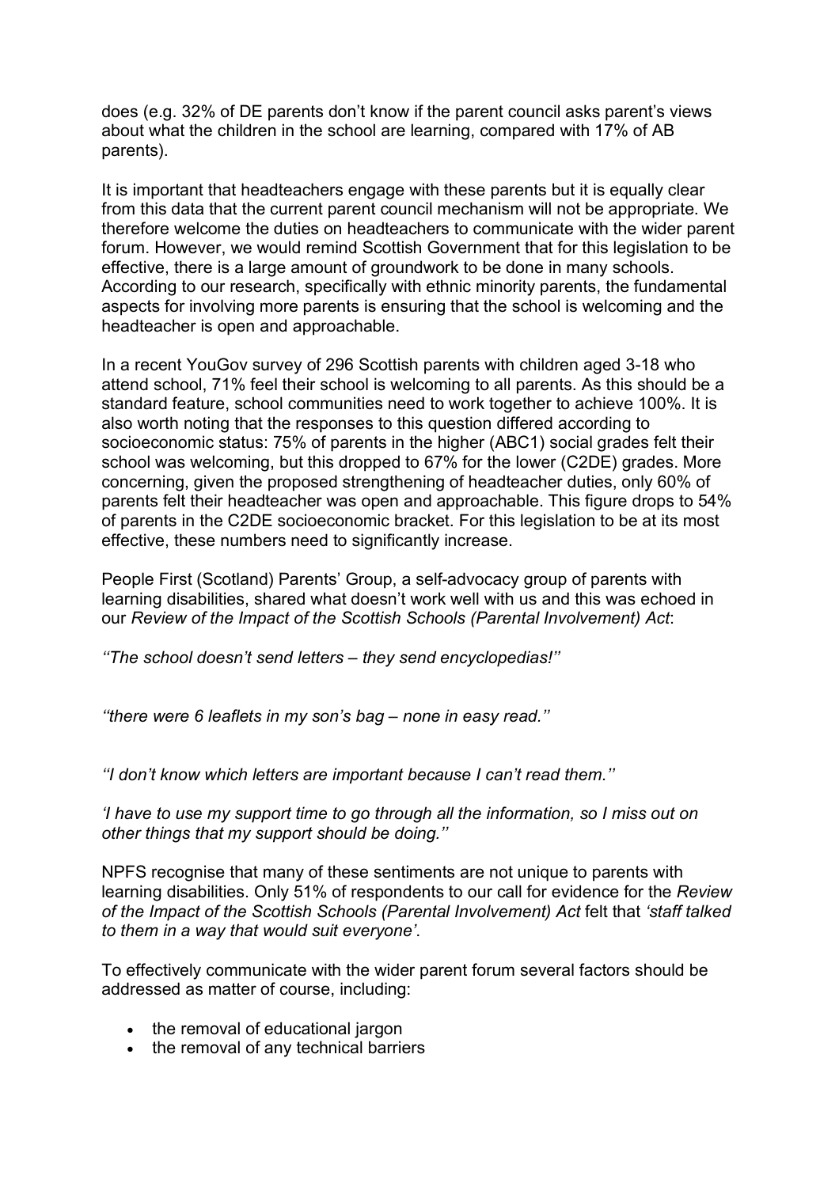does (e.g. 32% of DE parents don't know if the parent council asks parent's views about what the children in the school are learning, compared with 17% of AB parents).

It is important that headteachers engage with these parents but it is equally clear from this data that the current parent council mechanism will not be appropriate. We therefore welcome the duties on headteachers to communicate with the wider parent forum. However, we would remind Scottish Government that for this legislation to be effective, there is a large amount of groundwork to be done in many schools. According to our research, specifically with ethnic minority parents, the fundamental aspects for involving more parents is ensuring that the school is welcoming and the headteacher is open and approachable.

In a recent YouGov survey of 296 Scottish parents with children aged 3-18 who attend school, 71% feel their school is welcoming to all parents. As this should be a standard feature, school communities need to work together to achieve 100%. It is also worth noting that the responses to this question differed according to socioeconomic status: 75% of parents in the higher (ABC1) social grades felt their school was welcoming, but this dropped to 67% for the lower (C2DE) grades. More concerning, given the proposed strengthening of headteacher duties, only 60% of parents felt their headteacher was open and approachable. This figure drops to 54% of parents in the C2DE socioeconomic bracket. For this legislation to be at its most effective, these numbers need to significantly increase.

People First (Scotland) Parents' Group, a self-advocacy group of parents with learning disabilities, shared what doesn't work well with us and this was echoed in our *Review of the Impact of the Scottish Schools (Parental Involvement) Act*:

*''The school doesn't send letters – they send encyclopedias!''*

*''there were 6 leaflets in my son's bag – none in easy read.''*

*''I don't know which letters are important because I can't read them.''*

*'I have to use my support time to go through all the information, so I miss out on other things that my support should be doing.''*

NPFS recognise that many of these sentiments are not unique to parents with learning disabilities. Only 51% of respondents to our call for evidence for the *Review of the Impact of the Scottish Schools (Parental Involvement) Act* felt that *'staff talked to them in a way that would suit everyone'*.

To effectively communicate with the wider parent forum several factors should be addressed as matter of course, including:

- the removal of educational jargon
- the removal of any technical barriers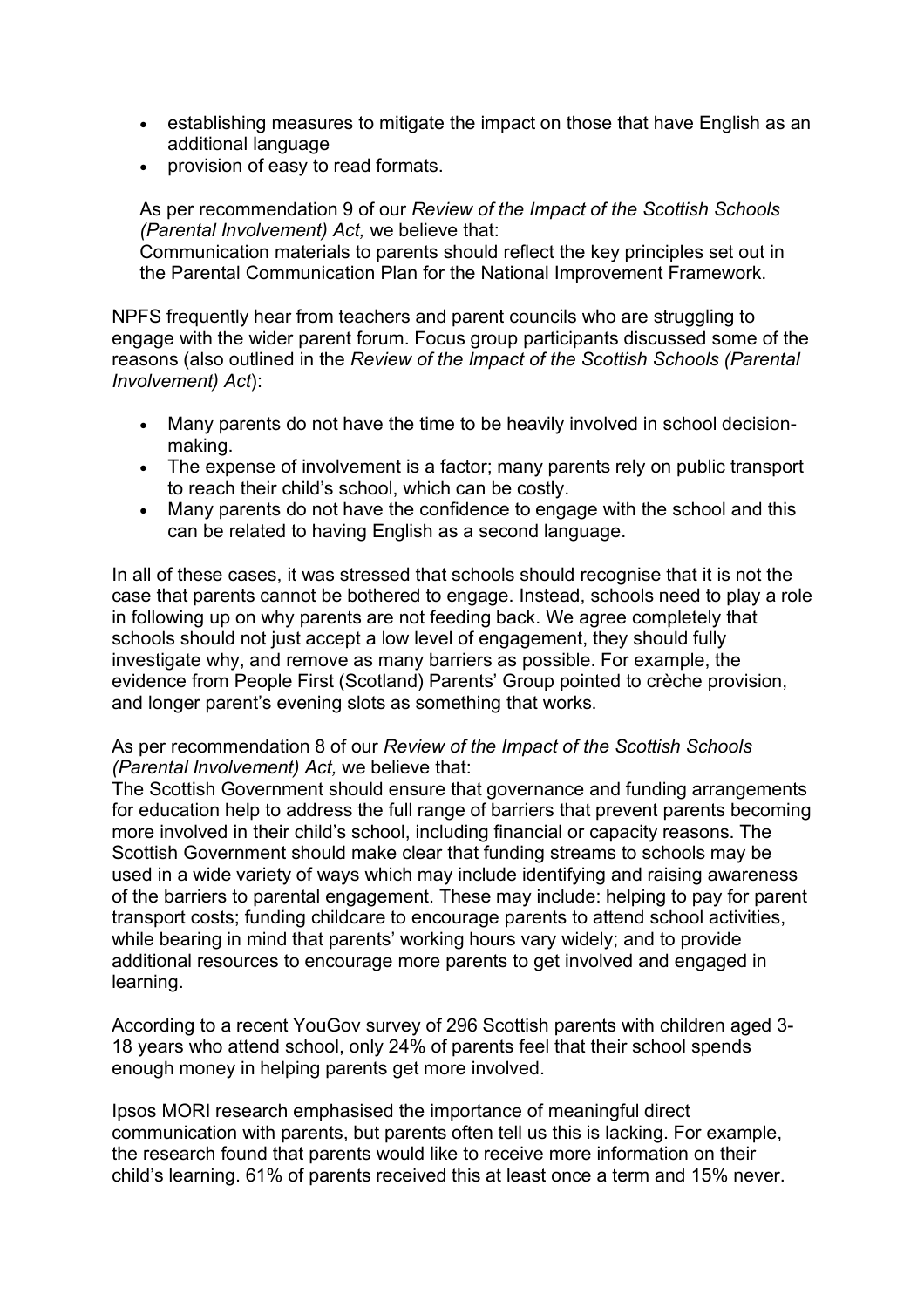- establishing measures to mitigate the impact on those that have English as an additional language
- provision of easy to read formats.

As per recommendation 9 of our *Review of the Impact of the Scottish Schools (Parental Involvement) Act,* we believe that:
Communication materials to parents should reflect the key principles set out in the Parental Communication Plan for the National Improvement Framework.

NPFS frequently hear from teachers and parent councils who are struggling to engage with the wider parent forum. Focus group participants discussed some of the reasons (also outlined in the *Review of the Impact of the Scottish Schools (Parental Involvement) Act*):

- Many parents do not have the time to be heavily involved in school decision-making.
- The expense of involvement is a factor; many parents rely on public transport to reach their child's school, which can be costly.
- Many parents do not have the confidence to engage with the school and this can be related to having English as a second language.

In all of these cases, it was stressed that schools should recognise that it is not the case that parents cannot be bothered to engage. Instead, schools need to play a role in following up on why parents are not feeding back. We agree completely that schools should not just accept a low level of engagement, they should fully investigate why, and remove as many barriers as possible. For example, the evidence from People First (Scotland) Parents' Group pointed to crèche provision, and longer parent's evening slots as something that works.

As per recommendation 8 of our *Review of the Impact of the Scottish Schools (Parental Involvement) Act,* we believe that:
The Scottish Government should ensure that governance and funding arrangements for education help to address the full range of barriers that prevent parents becoming more involved in their child's school, including financial or capacity reasons. The Scottish Government should make clear that funding streams to schools may be used in a wide variety of ways which may include identifying and raising awareness of the barriers to parental engagement. These may include: helping to pay for parent transport costs; funding childcare to encourage parents to attend school activities, while bearing in mind that parents' working hours vary widely; and to provide additional resources to encourage more parents to get involved and engaged in learning.

According to a recent YouGov survey of 296 Scottish parents with children aged 3-18 years who attend school, only 24% of parents feel that their school spends enough money in helping parents get more involved.

Ipsos MORI research emphasised the importance of meaningful direct communication with parents, but parents often tell us this is lacking. For example, the research found that parents would like to receive more information on their child's learning. 61% of parents received this at least once a term and 15% never.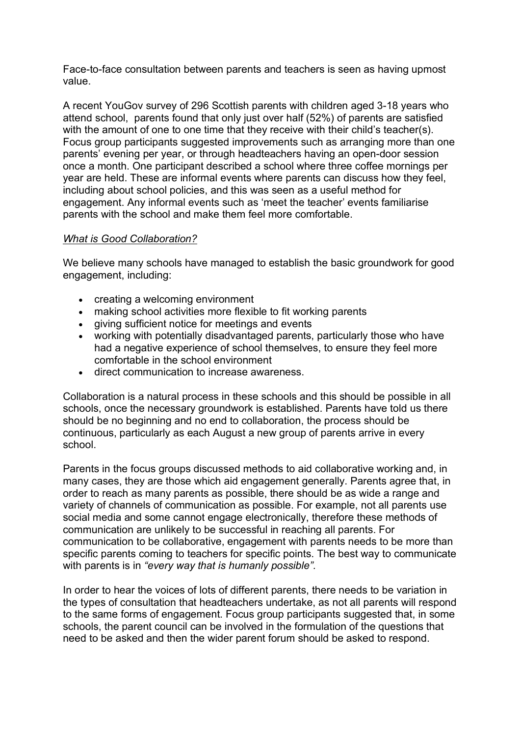Face-to-face consultation between parents and teachers is seen as having upmost value.

A recent YouGov survey of 296 Scottish parents with children aged 3-18 years who attend school,  parents found that only just over half (52%) of parents are satisfied with the amount of one to one time that they receive with their child's teacher(s). Focus group participants suggested improvements such as arranging more than one parents' evening per year, or through headteachers having an open-door session once a month. One participant described a school where three coffee mornings per year are held. These are informal events where parents can discuss how they feel, including about school policies, and this was seen as a useful method for engagement. Any informal events such as 'meet the teacher' events familiarise parents with the school and make them feel more comfortable.

*What is Good Collaboration?*

We believe many schools have managed to establish the basic groundwork for good engagement, including:

- creating a welcoming environment
- making school activities more flexible to fit working parents
- giving sufficient notice for meetings and events
- working with potentially disadvantaged parents, particularly those who have had a negative experience of school themselves, to ensure they feel more comfortable in the school environment
- direct communication to increase awareness.

Collaboration is a natural process in these schools and this should be possible in all schools, once the necessary groundwork is established. Parents have told us there should be no beginning and no end to collaboration, the process should be continuous, particularly as each August a new group of parents arrive in every school.

Parents in the focus groups discussed methods to aid collaborative working and, in many cases, they are those which aid engagement generally. Parents agree that, in order to reach as many parents as possible, there should be as wide a range and variety of channels of communication as possible. For example, not all parents use social media and some cannot engage electronically, therefore these methods of communication are unlikely to be successful in reaching all parents. For communication to be collaborative, engagement with parents needs to be more than specific parents coming to teachers for specific points. The best way to communicate with parents is in *"every way that is humanly possible".*

In order to hear the voices of lots of different parents, there needs to be variation in the types of consultation that headteachers undertake, as not all parents will respond to the same forms of engagement. Focus group participants suggested that, in some schools, the parent council can be involved in the formulation of the questions that need to be asked and then the wider parent forum should be asked to respond.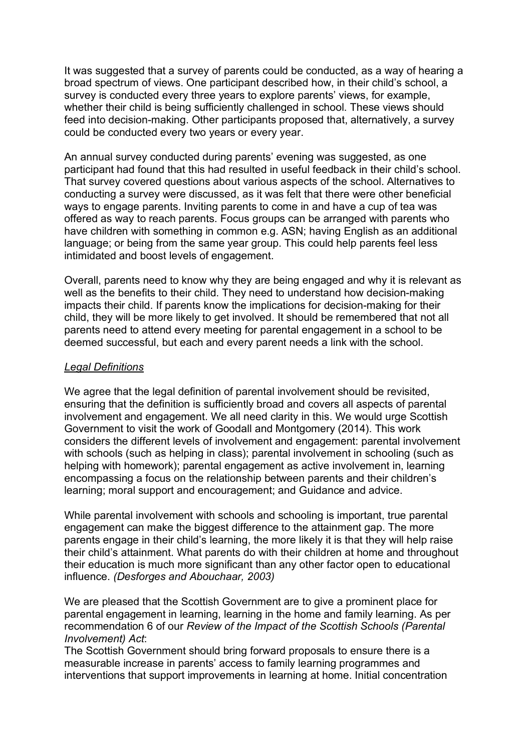It was suggested that a survey of parents could be conducted, as a way of hearing a broad spectrum of views. One participant described how, in their child's school, a survey is conducted every three years to explore parents' views, for example, whether their child is being sufficiently challenged in school. These views should feed into decision-making. Other participants proposed that, alternatively, a survey could be conducted every two years or every year.

An annual survey conducted during parents' evening was suggested, as one participant had found that this had resulted in useful feedback in their child's school. That survey covered questions about various aspects of the school. Alternatives to conducting a survey were discussed, as it was felt that there were other beneficial ways to engage parents. Inviting parents to come in and have a cup of tea was offered as way to reach parents. Focus groups can be arranged with parents who have children with something in common e.g. ASN; having English as an additional language; or being from the same year group. This could help parents feel less intimidated and boost levels of engagement.

Overall, parents need to know why they are being engaged and why it is relevant as well as the benefits to their child. They need to understand how decision-making impacts their child. If parents know the implications for decision-making for their child, they will be more likely to get involved. It should be remembered that not all parents need to attend every meeting for parental engagement in a school to be deemed successful, but each and every parent needs a link with the school.

*Legal Definitions*

We agree that the legal definition of parental involvement should be revisited, ensuring that the definition is sufficiently broad and covers all aspects of parental involvement and engagement. We all need clarity in this. We would urge Scottish Government to visit the work of Goodall and Montgomery (2014). This work considers the different levels of involvement and engagement: parental involvement with schools (such as helping in class); parental involvement in schooling (such as helping with homework); parental engagement as active involvement in, learning encompassing a focus on the relationship between parents and their children's learning; moral support and encouragement; and Guidance and advice.

While parental involvement with schools and schooling is important, true parental engagement can make the biggest difference to the attainment gap. The more parents engage in their child's learning, the more likely it is that they will help raise their child's attainment. What parents do with their children at home and throughout their education is much more significant than any other factor open to educational influence. *(Desforges and Abouchaar, 2003)*

We are pleased that the Scottish Government are to give a prominent place for parental engagement in learning, learning in the home and family learning. As per recommendation 6 of our *Review of the Impact of the Scottish Schools (Parental Involvement) Act*:
The Scottish Government should bring forward proposals to ensure there is a measurable increase in parents' access to family learning programmes and interventions that support improvements in learning at home. Initial concentration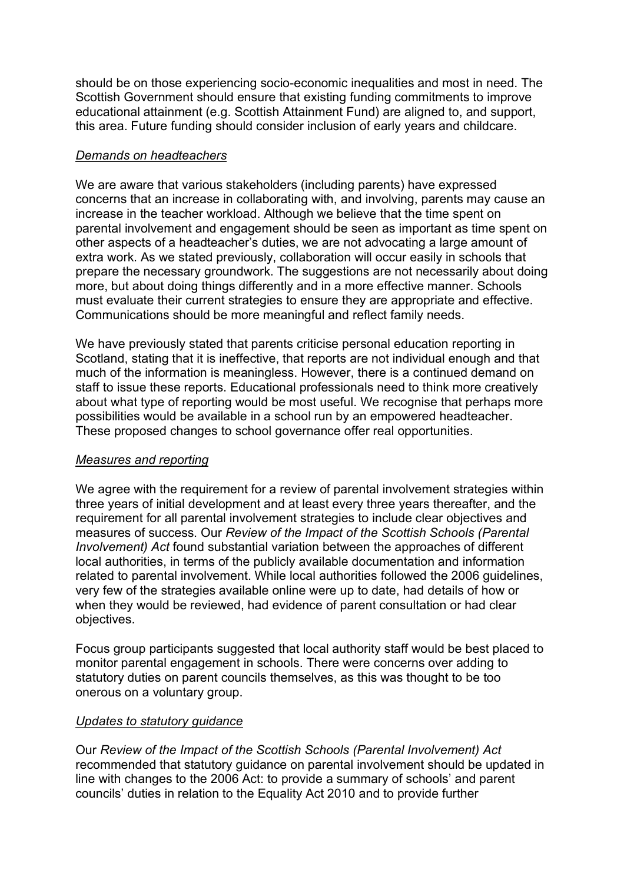should be on those experiencing socio-economic inequalities and most in need. The Scottish Government should ensure that existing funding commitments to improve educational attainment (e.g. Scottish Attainment Fund) are aligned to, and support, this area. Future funding should consider inclusion of early years and childcare.

*Demands on headteachers*

We are aware that various stakeholders (including parents) have expressed concerns that an increase in collaborating with, and involving, parents may cause an increase in the teacher workload. Although we believe that the time spent on parental involvement and engagement should be seen as important as time spent on other aspects of a headteacher's duties, we are not advocating a large amount of extra work. As we stated previously, collaboration will occur easily in schools that prepare the necessary groundwork. The suggestions are not necessarily about doing more, but about doing things differently and in a more effective manner. Schools must evaluate their current strategies to ensure they are appropriate and effective. Communications should be more meaningful and reflect family needs.

We have previously stated that parents criticise personal education reporting in Scotland, stating that it is ineffective, that reports are not individual enough and that much of the information is meaningless. However, there is a continued demand on staff to issue these reports. Educational professionals need to think more creatively about what type of reporting would be most useful. We recognise that perhaps more possibilities would be available in a school run by an empowered headteacher. These proposed changes to school governance offer real opportunities.

*Measures and reporting*

We agree with the requirement for a review of parental involvement strategies within three years of initial development and at least every three years thereafter, and the requirement for all parental involvement strategies to include clear objectives and measures of success. Our *Review of the Impact of the Scottish Schools (Parental Involvement) Act* found substantial variation between the approaches of different local authorities, in terms of the publicly available documentation and information related to parental involvement. While local authorities followed the 2006 guidelines, very few of the strategies available online were up to date, had details of how or when they would be reviewed, had evidence of parent consultation or had clear objectives.

Focus group participants suggested that local authority staff would be best placed to monitor parental engagement in schools. There were concerns over adding to statutory duties on parent councils themselves, as this was thought to be too onerous on a voluntary group.

*Updates to statutory guidance*

Our *Review of the Impact of the Scottish Schools (Parental Involvement) Act* recommended that statutory guidance on parental involvement should be updated in line with changes to the 2006 Act: to provide a summary of schools' and parent councils' duties in relation to the Equality Act 2010 and to provide further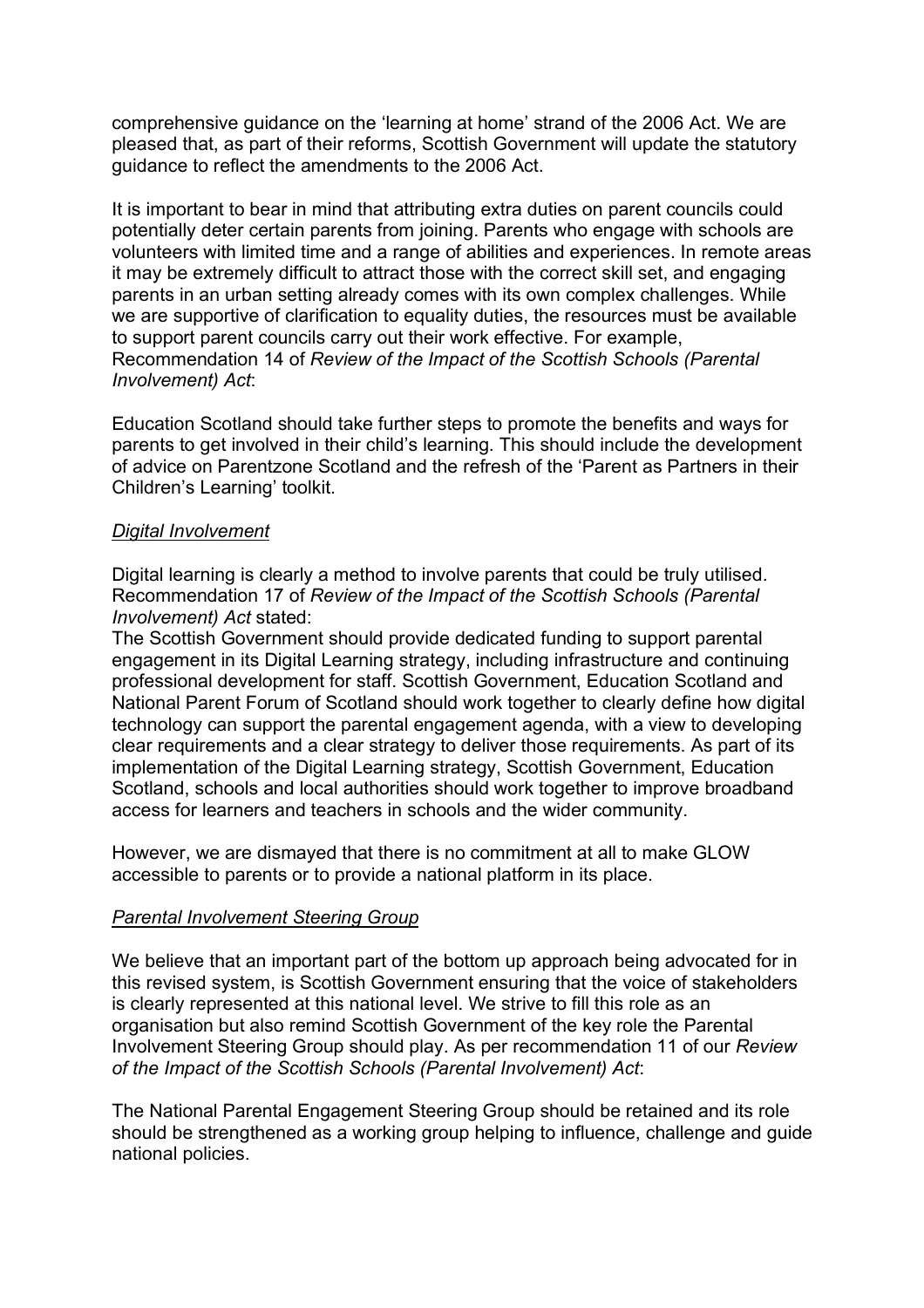comprehensive guidance on the 'learning at home' strand of the 2006 Act. We are pleased that, as part of their reforms, Scottish Government will update the statutory guidance to reflect the amendments to the 2006 Act.

It is important to bear in mind that attributing extra duties on parent councils could potentially deter certain parents from joining. Parents who engage with schools are volunteers with limited time and a range of abilities and experiences. In remote areas it may be extremely difficult to attract those with the correct skill set, and engaging parents in an urban setting already comes with its own complex challenges. While we are supportive of clarification to equality duties, the resources must be available to support parent councils carry out their work effective. For example, Recommendation 14 of *Review of the Impact of the Scottish Schools (Parental Involvement) Act*:

Education Scotland should take further steps to promote the benefits and ways for parents to get involved in their child's learning. This should include the development of advice on Parentzone Scotland and the refresh of the 'Parent as Partners in their Children's Learning' toolkit.

*Digital Involvement*

Digital learning is clearly a method to involve parents that could be truly utilised. Recommendation 17 of *Review of the Impact of the Scottish Schools (Parental Involvement) Act* stated:

The Scottish Government should provide dedicated funding to support parental engagement in its Digital Learning strategy, including infrastructure and continuing professional development for staff. Scottish Government, Education Scotland and National Parent Forum of Scotland should work together to clearly define how digital technology can support the parental engagement agenda, with a view to developing clear requirements and a clear strategy to deliver those requirements. As part of its implementation of the Digital Learning strategy, Scottish Government, Education Scotland, schools and local authorities should work together to improve broadband access for learners and teachers in schools and the wider community.

However, we are dismayed that there is no commitment at all to make GLOW accessible to parents or to provide a national platform in its place.

*Parental Involvement Steering Group*

We believe that an important part of the bottom up approach being advocated for in this revised system, is Scottish Government ensuring that the voice of stakeholders is clearly represented at this national level. We strive to fill this role as an organisation but also remind Scottish Government of the key role the Parental Involvement Steering Group should play. As per recommendation 11 of our *Review of the Impact of the Scottish Schools (Parental Involvement) Act*:

The National Parental Engagement Steering Group should be retained and its role should be strengthened as a working group helping to influence, challenge and guide national policies.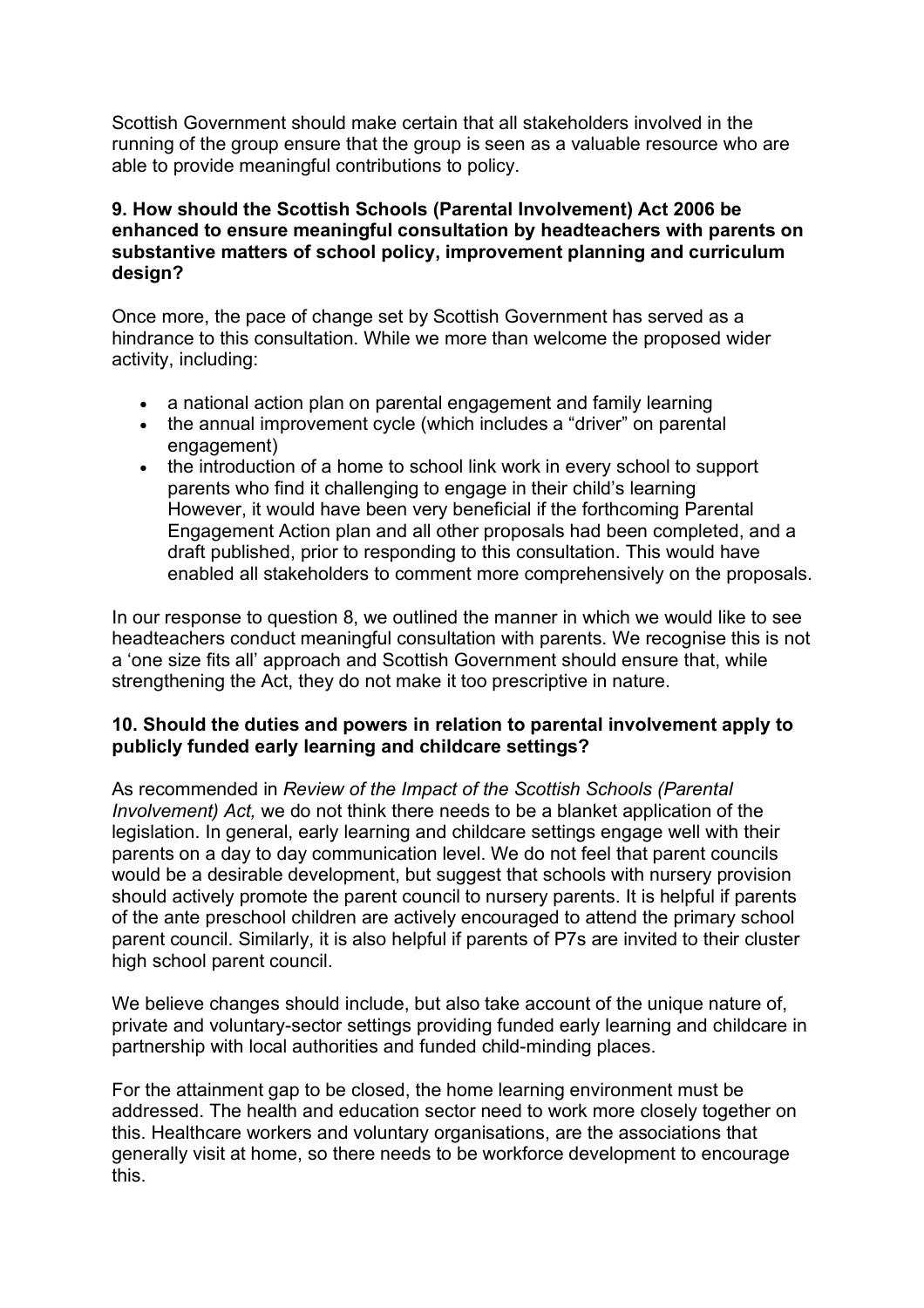Scottish Government should make certain that all stakeholders involved in the running of the group ensure that the group is seen as a valuable resource who are able to provide meaningful contributions to policy.

**9. How should the Scottish Schools (Parental Involvement) Act 2006 be enhanced to ensure meaningful consultation by headteachers with parents on substantive matters of school policy, improvement planning and curriculum design?**

Once more, the pace of change set by Scottish Government has served as a hindrance to this consultation. While we more than welcome the proposed wider activity, including:

- a national action plan on parental engagement and family learning
- the annual improvement cycle (which includes a "driver" on parental engagement)
- the introduction of a home to school link work in every school to support parents who find it challenging to engage in their child's learning
  However, it would have been very beneficial if the forthcoming Parental Engagement Action plan and all other proposals had been completed, and a draft published, prior to responding to this consultation. This would have enabled all stakeholders to comment more comprehensively on the proposals.

In our response to question 8, we outlined the manner in which we would like to see headteachers conduct meaningful consultation with parents. We recognise this is not a 'one size fits all' approach and Scottish Government should ensure that, while strengthening the Act, they do not make it too prescriptive in nature.

**10. Should the duties and powers in relation to parental involvement apply to publicly funded early learning and childcare settings?**

As recommended in *Review of the Impact of the Scottish Schools (Parental Involvement) Act,* we do not think there needs to be a blanket application of the legislation. In general, early learning and childcare settings engage well with their parents on a day to day communication level. We do not feel that parent councils would be a desirable development, but suggest that schools with nursery provision should actively promote the parent council to nursery parents. It is helpful if parents of the ante preschool children are actively encouraged to attend the primary school parent council. Similarly, it is also helpful if parents of P7s are invited to their cluster high school parent council.

We believe changes should include, but also take account of the unique nature of, private and voluntary-sector settings providing funded early learning and childcare in partnership with local authorities and funded child-minding places.

For the attainment gap to be closed, the home learning environment must be addressed. The health and education sector need to work more closely together on this. Healthcare workers and voluntary organisations, are the associations that generally visit at home, so there needs to be workforce development to encourage this.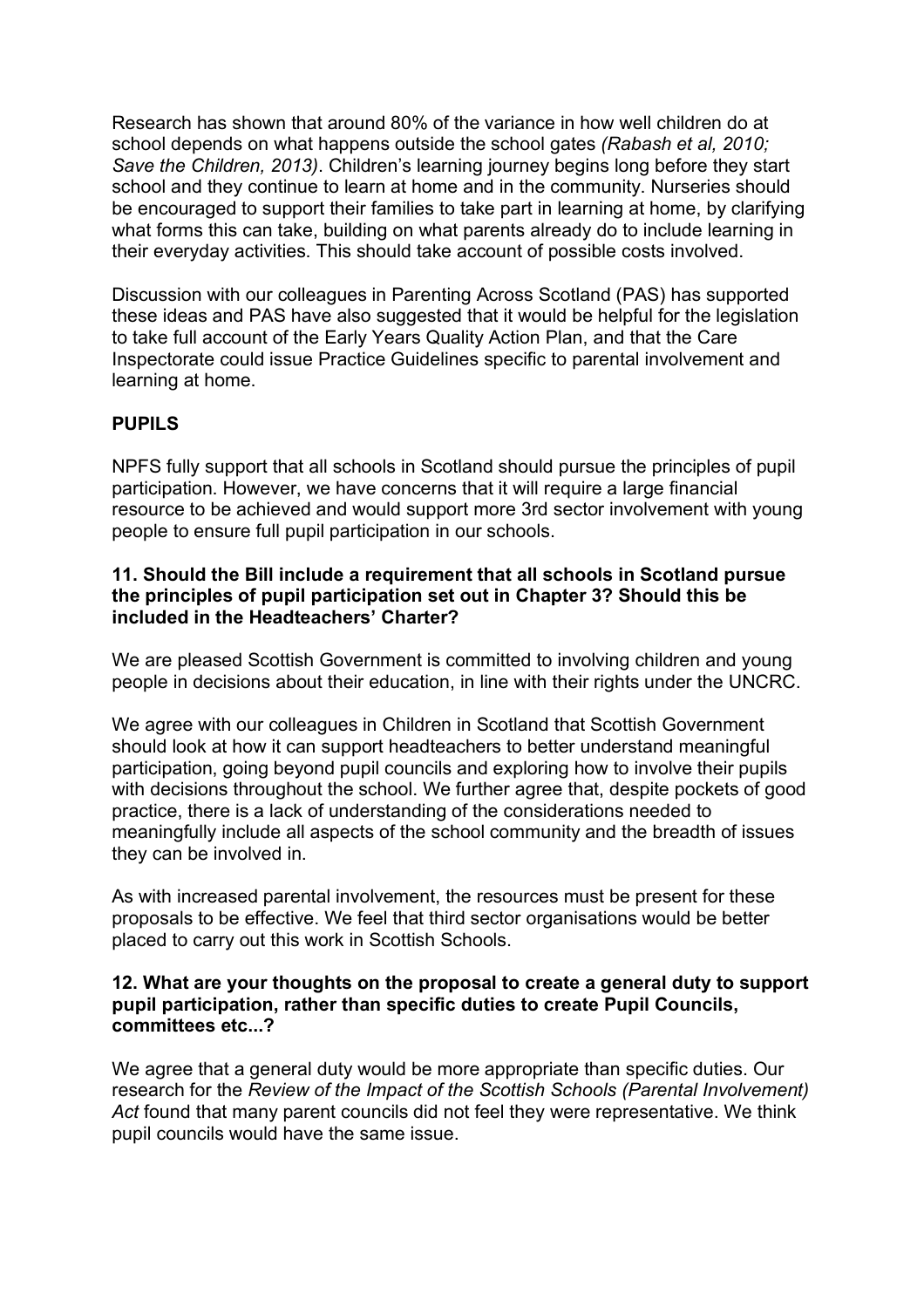Research has shown that around 80% of the variance in how well children do at school depends on what happens outside the school gates *(Rabash et al, 2010; Save the Children, 2013)*. Children's learning journey begins long before they start school and they continue to learn at home and in the community. Nurseries should be encouraged to support their families to take part in learning at home, by clarifying what forms this can take, building on what parents already do to include learning in their everyday activities. This should take account of possible costs involved.

Discussion with our colleagues in Parenting Across Scotland (PAS) has supported these ideas and PAS have also suggested that it would be helpful for the legislation to take full account of the Early Years Quality Action Plan, and that the Care Inspectorate could issue Practice Guidelines specific to parental involvement and learning at home.

## PUPILS

NPFS fully support that all schools in Scotland should pursue the principles of pupil participation. However, we have concerns that it will require a large financial resource to be achieved and would support more 3rd sector involvement with young people to ensure full pupil participation in our schools.

### 11. Should the Bill include a requirement that all schools in Scotland pursue the principles of pupil participation set out in Chapter 3? Should this be included in the Headteachers' Charter?

We are pleased Scottish Government is committed to involving children and young people in decisions about their education, in line with their rights under the UNCRC.

We agree with our colleagues in Children in Scotland that Scottish Government should look at how it can support headteachers to better understand meaningful participation, going beyond pupil councils and exploring how to involve their pupils with decisions throughout the school. We further agree that, despite pockets of good practice, there is a lack of understanding of the considerations needed to meaningfully include all aspects of the school community and the breadth of issues they can be involved in.

As with increased parental involvement, the resources must be present for these proposals to be effective. We feel that third sector organisations would be better placed to carry out this work in Scottish Schools.

### 12. What are your thoughts on the proposal to create a general duty to support pupil participation, rather than specific duties to create Pupil Councils, committees etc...?

We agree that a general duty would be more appropriate than specific duties. Our research for the *Review of the Impact of the Scottish Schools (Parental Involvement) Act* found that many parent councils did not feel they were representative. We think pupil councils would have the same issue.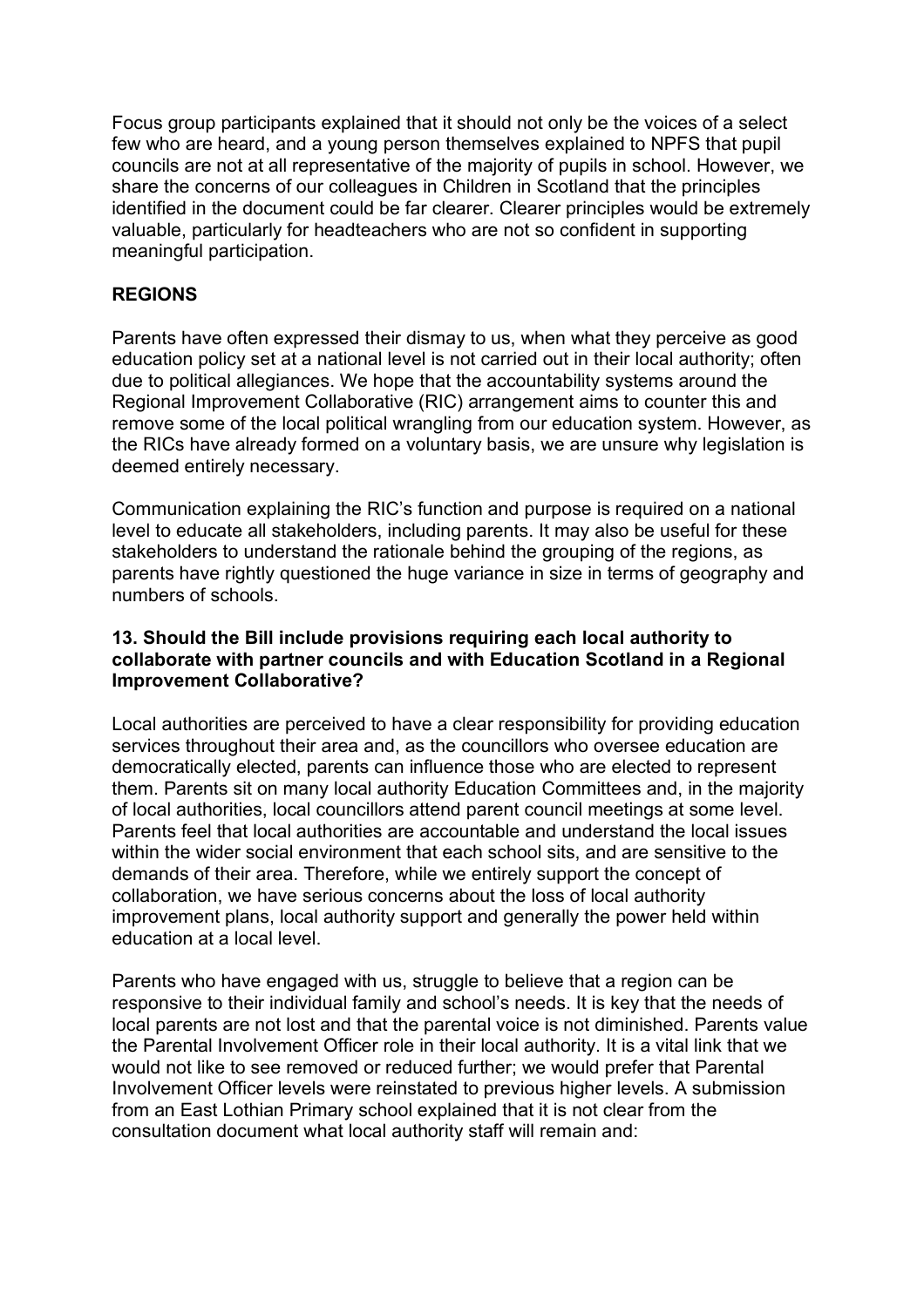Focus group participants explained that it should not only be the voices of a select few who are heard, and a young person themselves explained to NPFS that pupil councils are not at all representative of the majority of pupils in school. However, we share the concerns of our colleagues in Children in Scotland that the principles identified in the document could be far clearer. Clearer principles would be extremely valuable, particularly for headteachers who are not so confident in supporting meaningful participation.

## REGIONS

Parents have often expressed their dismay to us, when what they perceive as good education policy set at a national level is not carried out in their local authority; often due to political allegiances. We hope that the accountability systems around the Regional Improvement Collaborative (RIC) arrangement aims to counter this and remove some of the local political wrangling from our education system. However, as the RICs have already formed on a voluntary basis, we are unsure why legislation is deemed entirely necessary.

Communication explaining the RIC's function and purpose is required on a national level to educate all stakeholders, including parents. It may also be useful for these stakeholders to understand the rationale behind the grouping of the regions, as parents have rightly questioned the huge variance in size in terms of geography and numbers of schools.

### 13. Should the Bill include provisions requiring each local authority to collaborate with partner councils and with Education Scotland in a Regional Improvement Collaborative?

Local authorities are perceived to have a clear responsibility for providing education services throughout their area and, as the councillors who oversee education are democratically elected, parents can influence those who are elected to represent them. Parents sit on many local authority Education Committees and, in the majority of local authorities, local councillors attend parent council meetings at some level. Parents feel that local authorities are accountable and understand the local issues within the wider social environment that each school sits, and are sensitive to the demands of their area. Therefore, while we entirely support the concept of collaboration, we have serious concerns about the loss of local authority improvement plans, local authority support and generally the power held within education at a local level.

Parents who have engaged with us, struggle to believe that a region can be responsive to their individual family and school's needs. It is key that the needs of local parents are not lost and that the parental voice is not diminished. Parents value the Parental Involvement Officer role in their local authority. It is a vital link that we would not like to see removed or reduced further; we would prefer that Parental Involvement Officer levels were reinstated to previous higher levels. A submission from an East Lothian Primary school explained that it is not clear from the consultation document what local authority staff will remain and: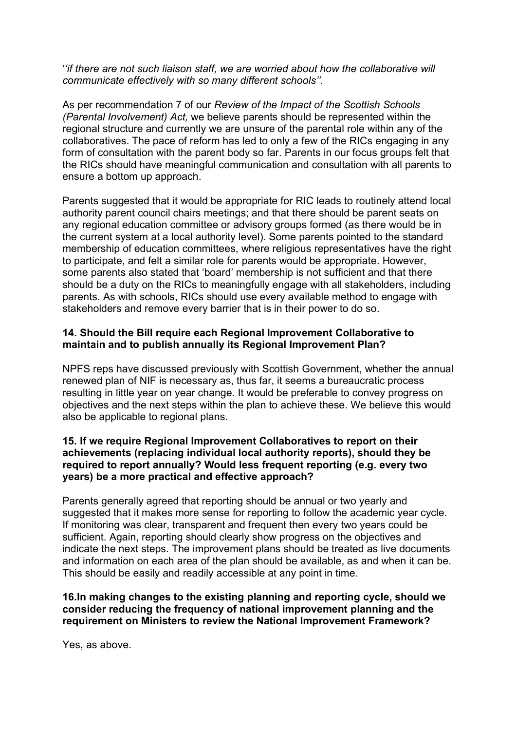'*'if there are not such liaison staff, we are worried about how the collaborative will communicate effectively with so many different schools''.*

As per recommendation 7 of our *Review of the Impact of the Scottish Schools (Parental Involvement) Act,* we believe parents should be represented within the regional structure and currently we are unsure of the parental role within any of the collaboratives. The pace of reform has led to only a few of the RICs engaging in any form of consultation with the parent body so far. Parents in our focus groups felt that the RICs should have meaningful communication and consultation with all parents to ensure a bottom up approach.

Parents suggested that it would be appropriate for RIC leads to routinely attend local authority parent council chairs meetings; and that there should be parent seats on any regional education committee or advisory groups formed (as there would be in the current system at a local authority level). Some parents pointed to the standard membership of education committees, where religious representatives have the right to participate, and felt a similar role for parents would be appropriate. However, some parents also stated that 'board' membership is not sufficient and that there should be a duty on the RICs to meaningfully engage with all stakeholders, including parents. As with schools, RICs should use every available method to engage with stakeholders and remove every barrier that is in their power to do so.

**14. Should the Bill require each Regional Improvement Collaborative to maintain and to publish annually its Regional Improvement Plan?**

NPFS reps have discussed previously with Scottish Government, whether the annual renewed plan of NIF is necessary as, thus far, it seems a bureaucratic process resulting in little year on year change. It would be preferable to convey progress on objectives and the next steps within the plan to achieve these. We believe this would also be applicable to regional plans.

**15. If we require Regional Improvement Collaboratives to report on their achievements (replacing individual local authority reports), should they be required to report annually? Would less frequent reporting (e.g. every two years) be a more practical and effective approach?**

Parents generally agreed that reporting should be annual or two yearly and suggested that it makes more sense for reporting to follow the academic year cycle. If monitoring was clear, transparent and frequent then every two years could be sufficient. Again, reporting should clearly show progress on the objectives and indicate the next steps. The improvement plans should be treated as live documents and information on each area of the plan should be available, as and when it can be. This should be easily and readily accessible at any point in time.

**16.In making changes to the existing planning and reporting cycle, should we consider reducing the frequency of national improvement planning and the requirement on Ministers to review the National Improvement Framework?**

Yes, as above.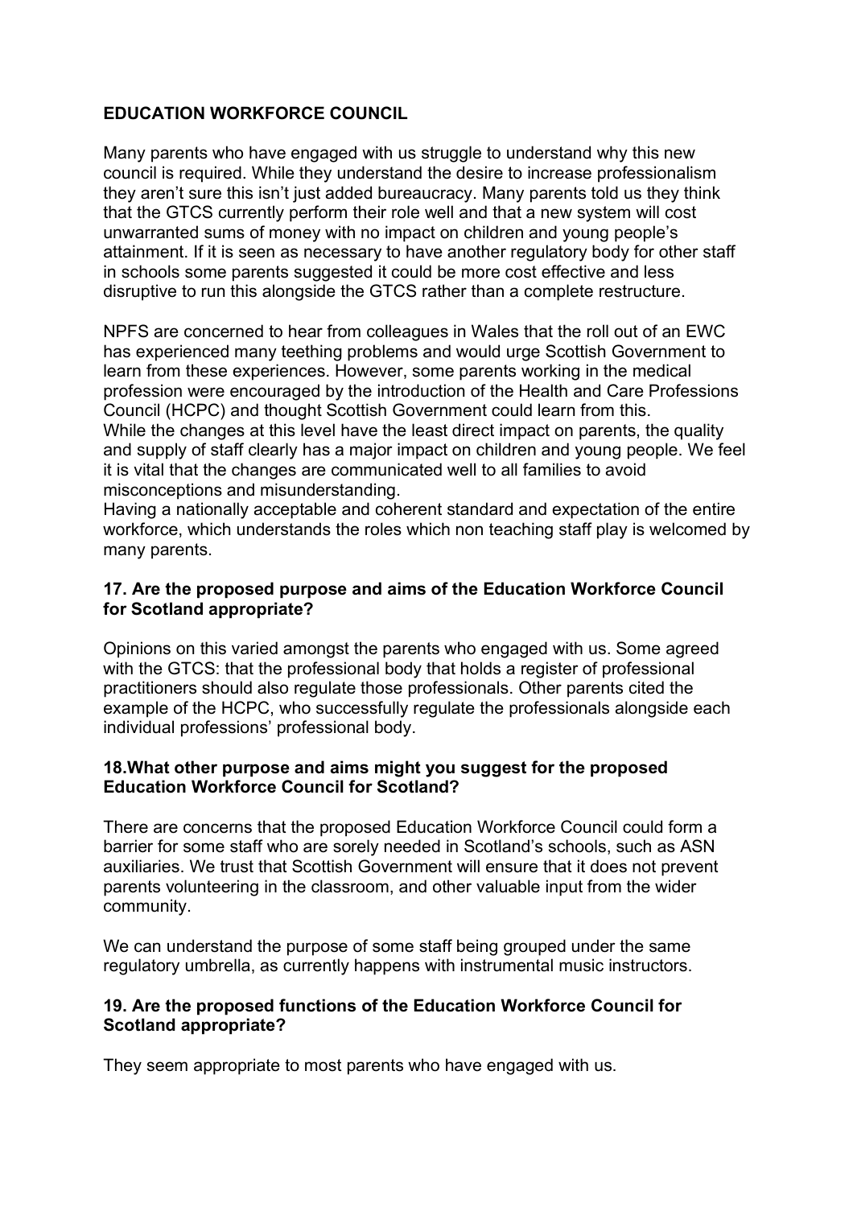## EDUCATION WORKFORCE COUNCIL

Many parents who have engaged with us struggle to understand why this new council is required. While they understand the desire to increase professionalism they aren't sure this isn't just added bureaucracy. Many parents told us they think that the GTCS currently perform their role well and that a new system will cost unwarranted sums of money with no impact on children and young people's attainment. If it is seen as necessary to have another regulatory body for other staff in schools some parents suggested it could be more cost effective and less disruptive to run this alongside the GTCS rather than a complete restructure.

NPFS are concerned to hear from colleagues in Wales that the roll out of an EWC has experienced many teething problems and would urge Scottish Government to learn from these experiences. However, some parents working in the medical profession were encouraged by the introduction of the Health and Care Professions Council (HCPC) and thought Scottish Government could learn from this.

While the changes at this level have the least direct impact on parents, the quality and supply of staff clearly has a major impact on children and young people. We feel it is vital that the changes are communicated well to all families to avoid misconceptions and misunderstanding.

Having a nationally acceptable and coherent standard and expectation of the entire workforce, which understands the roles which non teaching staff play is welcomed by many parents.

### 17. Are the proposed purpose and aims of the Education Workforce Council for Scotland appropriate?

Opinions on this varied amongst the parents who engaged with us. Some agreed with the GTCS: that the professional body that holds a register of professional practitioners should also regulate those professionals. Other parents cited the example of the HCPC, who successfully regulate the professionals alongside each individual professions' professional body.

### 18.What other purpose and aims might you suggest for the proposed Education Workforce Council for Scotland?

There are concerns that the proposed Education Workforce Council could form a barrier for some staff who are sorely needed in Scotland's schools, such as ASN auxiliaries. We trust that Scottish Government will ensure that it does not prevent parents volunteering in the classroom, and other valuable input from the wider community.

We can understand the purpose of some staff being grouped under the same regulatory umbrella, as currently happens with instrumental music instructors.

### 19. Are the proposed functions of the Education Workforce Council for Scotland appropriate?

They seem appropriate to most parents who have engaged with us.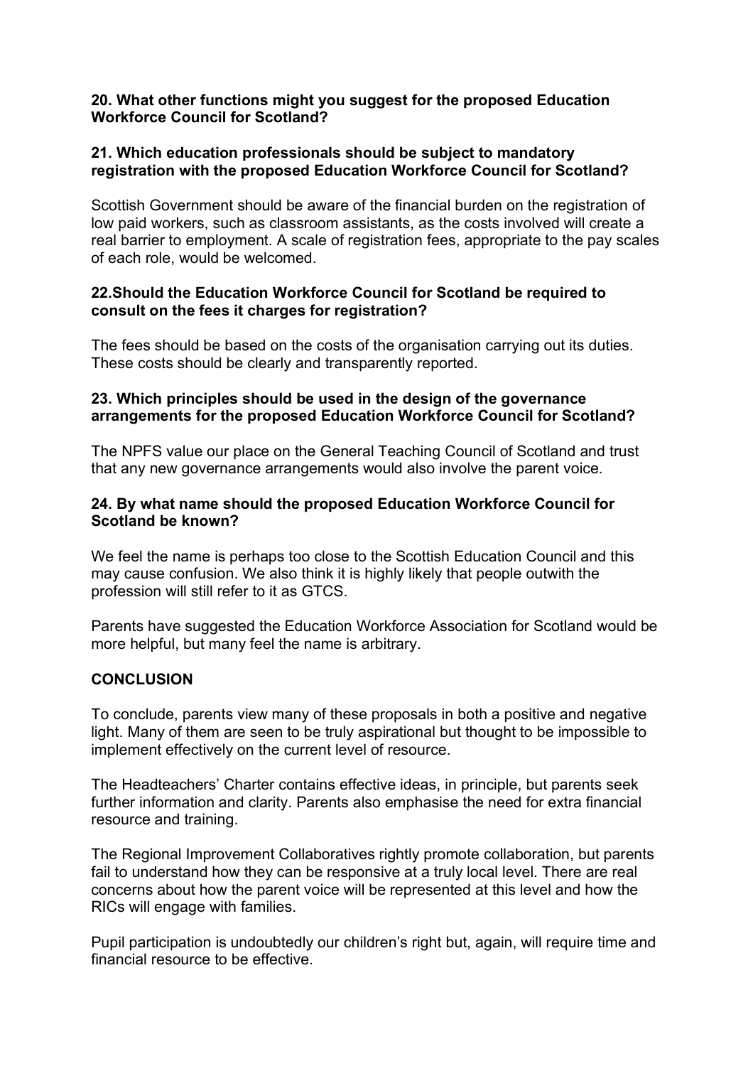**20. What other functions might you suggest for the proposed Education Workforce Council for Scotland?**

**21. Which education professionals should be subject to mandatory registration with the proposed Education Workforce Council for Scotland?**

Scottish Government should be aware of the financial burden on the registration of low paid workers, such as classroom assistants, as the costs involved will create a real barrier to employment. A scale of registration fees, appropriate to the pay scales of each role, would be welcomed.

**22.Should the Education Workforce Council for Scotland be required to consult on the fees it charges for registration?**

The fees should be based on the costs of the organisation carrying out its duties. These costs should be clearly and transparently reported.

**23. Which principles should be used in the design of the governance arrangements for the proposed Education Workforce Council for Scotland?**

The NPFS value our place on the General Teaching Council of Scotland and trust that any new governance arrangements would also involve the parent voice.

**24. By what name should the proposed Education Workforce Council for Scotland be known?**

We feel the name is perhaps too close to the Scottish Education Council and this may cause confusion. We also think it is highly likely that people outwith the profession will still refer to it as GTCS.

Parents have suggested the Education Workforce Association for Scotland would be more helpful, but many feel the name is arbitrary.

## CONCLUSION

To conclude, parents view many of these proposals in both a positive and negative light. Many of them are seen to be truly aspirational but thought to be impossible to implement effectively on the current level of resource.

The Headteachers' Charter contains effective ideas, in principle, but parents seek further information and clarity. Parents also emphasise the need for extra financial resource and training.

The Regional Improvement Collaboratives rightly promote collaboration, but parents fail to understand how they can be responsive at a truly local level. There are real concerns about how the parent voice will be represented at this level and how the RICs will engage with families.

Pupil participation is undoubtedly our children's right but, again, will require time and financial resource to be effective.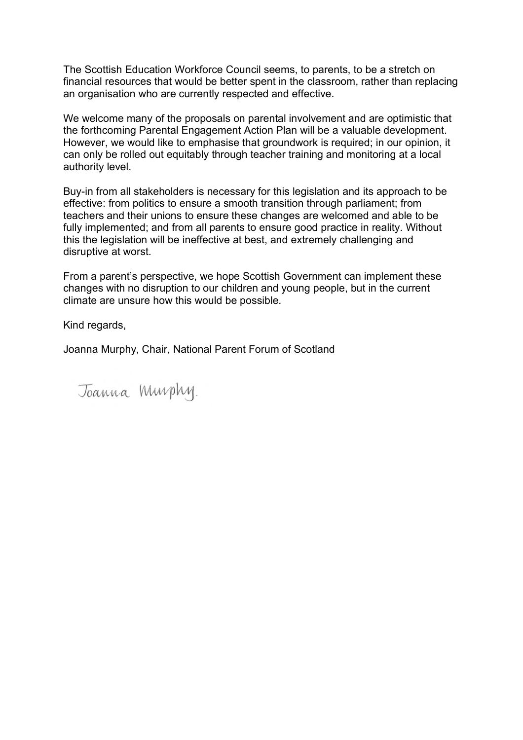The Scottish Education Workforce Council seems, to parents, to be a stretch on financial resources that would be better spent in the classroom, rather than replacing an organisation who are currently respected and effective.

We welcome many of the proposals on parental involvement and are optimistic that the forthcoming Parental Engagement Action Plan will be a valuable development. However, we would like to emphasise that groundwork is required; in our opinion, it can only be rolled out equitably through teacher training and monitoring at a local authority level.

Buy-in from all stakeholders is necessary for this legislation and its approach to be effective: from politics to ensure a smooth transition through parliament; from teachers and their unions to ensure these changes are welcomed and able to be fully implemented; and from all parents to ensure good practice in reality. Without this the legislation will be ineffective at best, and extremely challenging and disruptive at worst.

From a parent's perspective, we hope Scottish Government can implement these changes with no disruption to our children and young people, but in the current climate are unsure how this would be possible.

Kind regards,

Joanna Murphy, Chair, National Parent Forum of Scotland

Joanna Murphy.